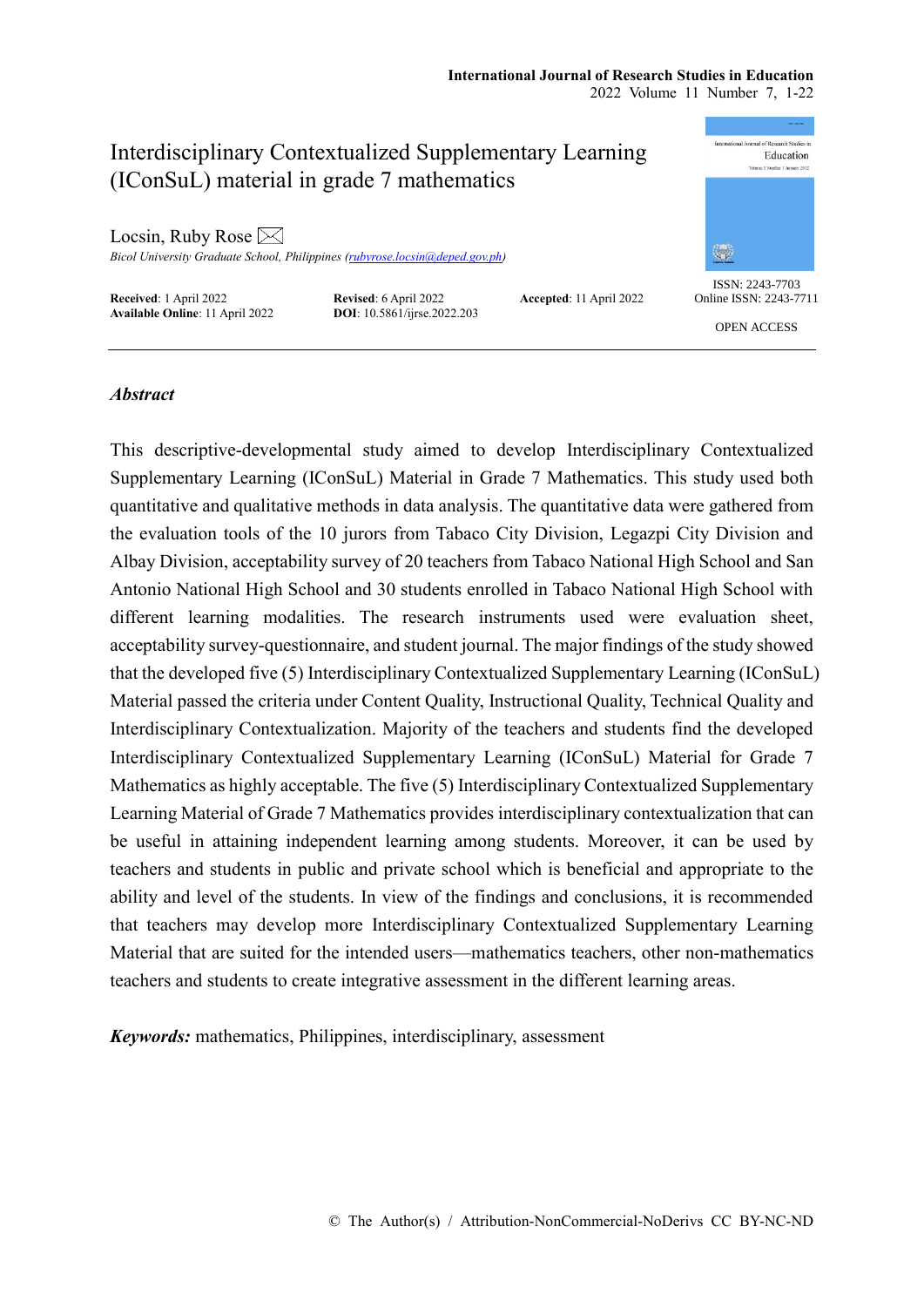# Interdisciplinary Contextualized Supplementary Learning (IConSuL) material in grade 7 mathematics

Locsin, Ruby Rose

*Bicol University Graduate School, Philippines (rubyrose.locsin@deped.gov.ph)*

**Received**: 1 April 2022 **Revised**: 6 April 2022 **Accepted**: 11 April 2022
**Available Online**: 11 April 2022 **DOI**: 10.5861/ijrse.2022.203

ISSN: 2243-7703
Online ISSN: 2243-7711

OPEN ACCESS

## *Abstract*

This descriptive-developmental study aimed to develop Interdisciplinary Contextualized Supplementary Learning (IConSuL) Material in Grade 7 Mathematics. This study used both quantitative and qualitative methods in data analysis. The quantitative data were gathered from the evaluation tools of the 10 jurors from Tabaco City Division, Legazpi City Division and Albay Division, acceptability survey of 20 teachers from Tabaco National High School and San Antonio National High School and 30 students enrolled in Tabaco National High School with different learning modalities. The research instruments used were evaluation sheet, acceptability survey-questionnaire, and student journal. The major findings of the study showed that the developed five (5) Interdisciplinary Contextualized Supplementary Learning (IConSuL) Material passed the criteria under Content Quality, Instructional Quality, Technical Quality and Interdisciplinary Contextualization. Majority of the teachers and students find the developed Interdisciplinary Contextualized Supplementary Learning (IConSuL) Material for Grade 7 Mathematics as highly acceptable. The five (5) Interdisciplinary Contextualized Supplementary Learning Material of Grade 7 Mathematics provides interdisciplinary contextualization that can be useful in attaining independent learning among students. Moreover, it can be used by teachers and students in public and private school which is beneficial and appropriate to the ability and level of the students. In view of the findings and conclusions, it is recommended that teachers may develop more Interdisciplinary Contextualized Supplementary Learning Material that are suited for the intended users—mathematics teachers, other non-mathematics teachers and students to create integrative assessment in the different learning areas.

***Keywords:*** mathematics, Philippines, interdisciplinary, assessment

© The Author(s) / Attribution-NonCommercial-NoDerivs CC BY-NC-ND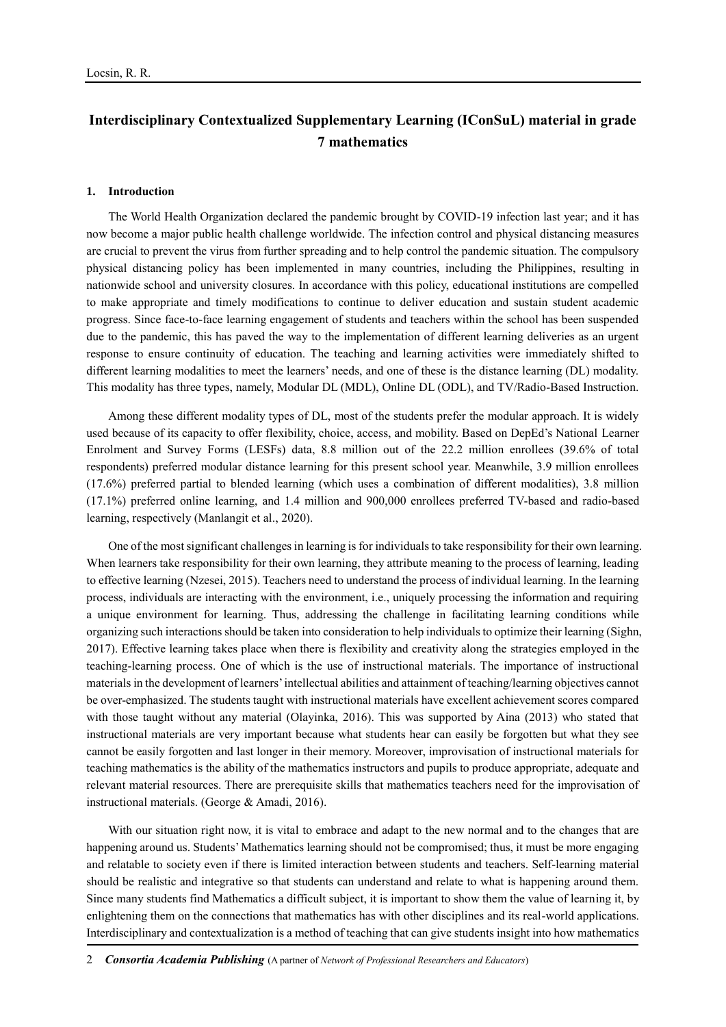# Interdisciplinary Contextualized Supplementary Learning (IConSuL) material in grade 7 mathematics

## 1. Introduction

The World Health Organization declared the pandemic brought by COVID-19 infection last year; and it has now become a major public health challenge worldwide. The infection control and physical distancing measures are crucial to prevent the virus from further spreading and to help control the pandemic situation. The compulsory physical distancing policy has been implemented in many countries, including the Philippines, resulting in nationwide school and university closures. In accordance with this policy, educational institutions are compelled to make appropriate and timely modifications to continue to deliver education and sustain student academic progress. Since face-to-face learning engagement of students and teachers within the school has been suspended due to the pandemic, this has paved the way to the implementation of different learning deliveries as an urgent response to ensure continuity of education. The teaching and learning activities were immediately shifted to different learning modalities to meet the learners' needs, and one of these is the distance learning (DL) modality. This modality has three types, namely, Modular DL (MDL), Online DL (ODL), and TV/Radio-Based Instruction.

Among these different modality types of DL, most of the students prefer the modular approach. It is widely used because of its capacity to offer flexibility, choice, access, and mobility. Based on DepEd's National Learner Enrolment and Survey Forms (LESFs) data, 8.8 million out of the 22.2 million enrollees (39.6% of total respondents) preferred modular distance learning for this present school year. Meanwhile, 3.9 million enrollees (17.6%) preferred partial to blended learning (which uses a combination of different modalities), 3.8 million (17.1%) preferred online learning, and 1.4 million and 900,000 enrollees preferred TV-based and radio-based learning, respectively (Manlangit et al., 2020).

One of the most significant challenges in learning is for individuals to take responsibility for their own learning. When learners take responsibility for their own learning, they attribute meaning to the process of learning, leading to effective learning (Nzesei, 2015). Teachers need to understand the process of individual learning. In the learning process, individuals are interacting with the environment, i.e., uniquely processing the information and requiring a unique environment for learning. Thus, addressing the challenge in facilitating learning conditions while organizing such interactions should be taken into consideration to help individuals to optimize their learning (Sighn, 2017). Effective learning takes place when there is flexibility and creativity along the strategies employed in the teaching-learning process. One of which is the use of instructional materials. The importance of instructional materials in the development of learners' intellectual abilities and attainment of teaching/learning objectives cannot be over-emphasized. The students taught with instructional materials have excellent achievement scores compared with those taught without any material (Olayinka, 2016). This was supported by Aina (2013) who stated that instructional materials are very important because what students hear can easily be forgotten but what they see cannot be easily forgotten and last longer in their memory. Moreover, improvisation of instructional materials for teaching mathematics is the ability of the mathematics instructors and pupils to produce appropriate, adequate and relevant material resources. There are prerequisite skills that mathematics teachers need for the improvisation of instructional materials. (George & Amadi, 2016).

With our situation right now, it is vital to embrace and adapt to the new normal and to the changes that are happening around us. Students' Mathematics learning should not be compromised; thus, it must be more engaging and relatable to society even if there is limited interaction between students and teachers. Self-learning material should be realistic and integrative so that students can understand and relate to what is happening around them. Since many students find Mathematics a difficult subject, it is important to show them the value of learning it, by enlightening them on the connections that mathematics has with other disciplines and its real-world applications. Interdisciplinary and contextualization is a method of teaching that can give students insight into how mathematics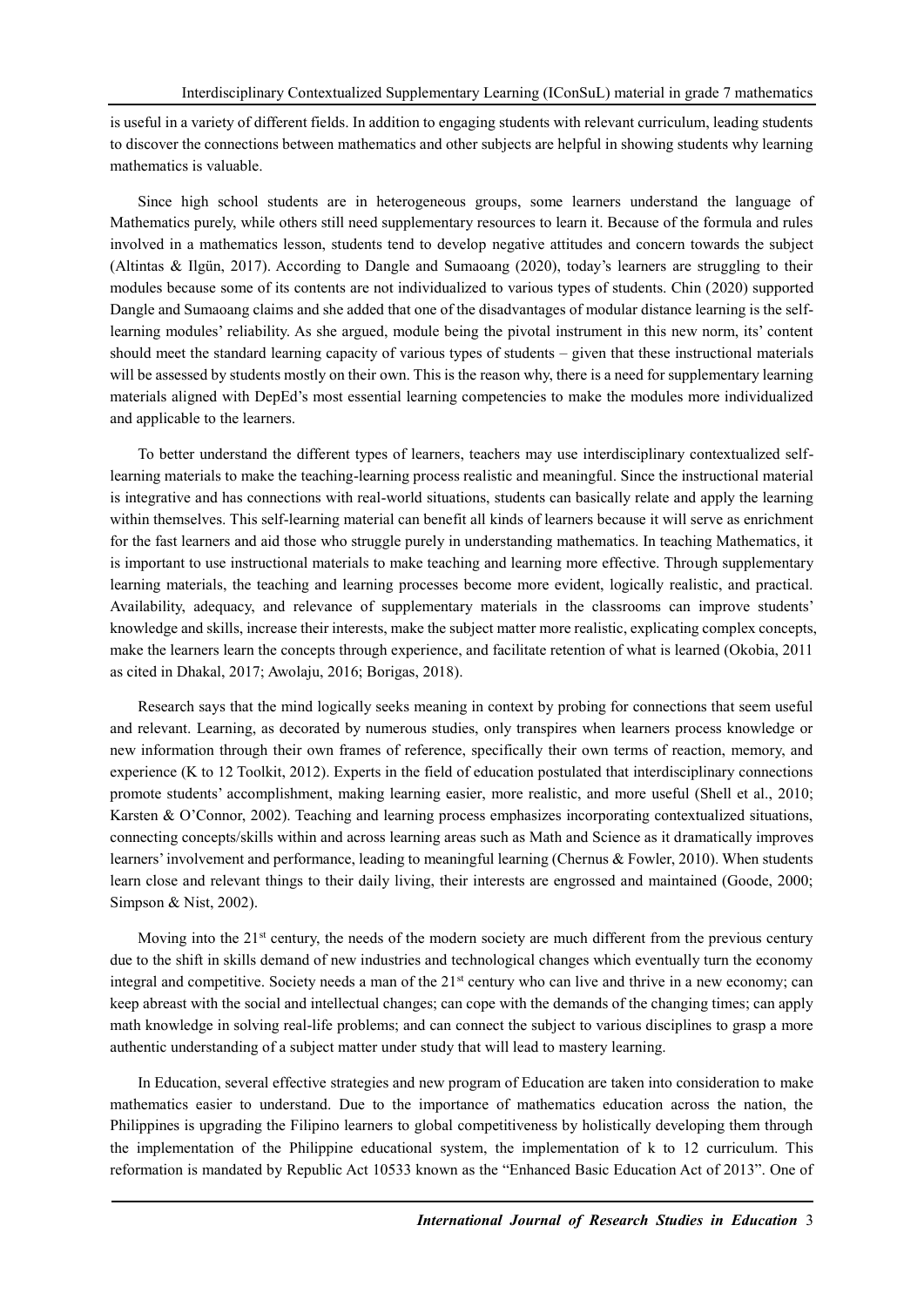is useful in a variety of different fields. In addition to engaging students with relevant curriculum, leading students to discover the connections between mathematics and other subjects are helpful in showing students why learning mathematics is valuable.

Since high school students are in heterogeneous groups, some learners understand the language of Mathematics purely, while others still need supplementary resources to learn it. Because of the formula and rules involved in a mathematics lesson, students tend to develop negative attitudes and concern towards the subject (Altintas & Ilgün, 2017). According to Dangle and Sumaoang (2020), today's learners are struggling to their modules because some of its contents are not individualized to various types of students. Chin (2020) supported Dangle and Sumaoang claims and she added that one of the disadvantages of modular distance learning is the self-learning modules' reliability. As she argued, module being the pivotal instrument in this new norm, its' content should meet the standard learning capacity of various types of students – given that these instructional materials will be assessed by students mostly on their own. This is the reason why, there is a need for supplementary learning materials aligned with DepEd's most essential learning competencies to make the modules more individualized and applicable to the learners.

To better understand the different types of learners, teachers may use interdisciplinary contextualized self-learning materials to make the teaching-learning process realistic and meaningful. Since the instructional material is integrative and has connections with real-world situations, students can basically relate and apply the learning within themselves. This self-learning material can benefit all kinds of learners because it will serve as enrichment for the fast learners and aid those who struggle purely in understanding mathematics. In teaching Mathematics, it is important to use instructional materials to make teaching and learning more effective. Through supplementary learning materials, the teaching and learning processes become more evident, logically realistic, and practical. Availability, adequacy, and relevance of supplementary materials in the classrooms can improve students' knowledge and skills, increase their interests, make the subject matter more realistic, explicating complex concepts, make the learners learn the concepts through experience, and facilitate retention of what is learned (Okobia, 2011 as cited in Dhakal, 2017; Awolaju, 2016; Borigas, 2018).

Research says that the mind logically seeks meaning in context by probing for connections that seem useful and relevant. Learning, as decorated by numerous studies, only transpires when learners process knowledge or new information through their own frames of reference, specifically their own terms of reaction, memory, and experience (K to 12 Toolkit, 2012). Experts in the field of education postulated that interdisciplinary connections promote students' accomplishment, making learning easier, more realistic, and more useful (Shell et al., 2010; Karsten & O'Connor, 2002). Teaching and learning process emphasizes incorporating contextualized situations, connecting concepts/skills within and across learning areas such as Math and Science as it dramatically improves learners' involvement and performance, leading to meaningful learning (Chernus & Fowler, 2010). When students learn close and relevant things to their daily living, their interests are engrossed and maintained (Goode, 2000; Simpson & Nist, 2002).

Moving into the 21st century, the needs of the modern society are much different from the previous century due to the shift in skills demand of new industries and technological changes which eventually turn the economy integral and competitive. Society needs a man of the 21st century who can live and thrive in a new economy; can keep abreast with the social and intellectual changes; can cope with the demands of the changing times; can apply math knowledge in solving real-life problems; and can connect the subject to various disciplines to grasp a more authentic understanding of a subject matter under study that will lead to mastery learning.

In Education, several effective strategies and new program of Education are taken into consideration to make mathematics easier to understand. Due to the importance of mathematics education across the nation, the Philippines is upgrading the Filipino learners to global competitiveness by holistically developing them through the implementation of the Philippine educational system, the implementation of k to 12 curriculum. This reformation is mandated by Republic Act 10533 known as the "Enhanced Basic Education Act of 2013". One of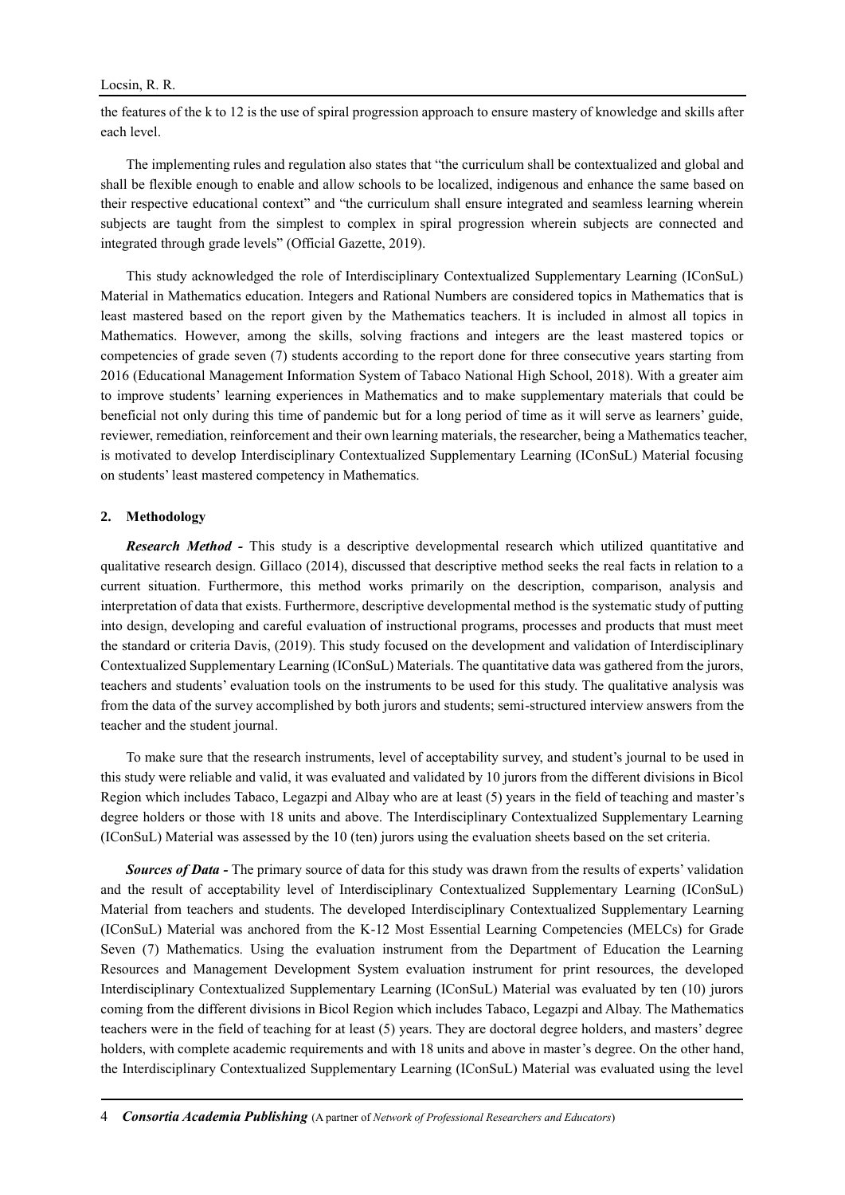the features of the k to 12 is the use of spiral progression approach to ensure mastery of knowledge and skills after each level.

The implementing rules and regulation also states that "the curriculum shall be contextualized and global and shall be flexible enough to enable and allow schools to be localized, indigenous and enhance the same based on their respective educational context" and "the curriculum shall ensure integrated and seamless learning wherein subjects are taught from the simplest to complex in spiral progression wherein subjects are connected and integrated through grade levels" (Official Gazette, 2019).

This study acknowledged the role of Interdisciplinary Contextualized Supplementary Learning (IConSuL) Material in Mathematics education. Integers and Rational Numbers are considered topics in Mathematics that is least mastered based on the report given by the Mathematics teachers. It is included in almost all topics in Mathematics. However, among the skills, solving fractions and integers are the least mastered topics or competencies of grade seven (7) students according to the report done for three consecutive years starting from 2016 (Educational Management Information System of Tabaco National High School, 2018). With a greater aim to improve students' learning experiences in Mathematics and to make supplementary materials that could be beneficial not only during this time of pandemic but for a long period of time as it will serve as learners' guide, reviewer, remediation, reinforcement and their own learning materials, the researcher, being a Mathematics teacher, is motivated to develop Interdisciplinary Contextualized Supplementary Learning (IConSuL) Material focusing on students' least mastered competency in Mathematics.

## 2. Methodology

***Research Method -*** This study is a descriptive developmental research which utilized quantitative and qualitative research design. Gillaco (2014), discussed that descriptive method seeks the real facts in relation to a current situation. Furthermore, this method works primarily on the description, comparison, analysis and interpretation of data that exists. Furthermore, descriptive developmental method is the systematic study of putting into design, developing and careful evaluation of instructional programs, processes and products that must meet the standard or criteria Davis, (2019). This study focused on the development and validation of Interdisciplinary Contextualized Supplementary Learning (IConSuL) Materials. The quantitative data was gathered from the jurors, teachers and students' evaluation tools on the instruments to be used for this study. The qualitative analysis was from the data of the survey accomplished by both jurors and students; semi-structured interview answers from the teacher and the student journal.

To make sure that the research instruments, level of acceptability survey, and student's journal to be used in this study were reliable and valid, it was evaluated and validated by 10 jurors from the different divisions in Bicol Region which includes Tabaco, Legazpi and Albay who are at least (5) years in the field of teaching and master's degree holders or those with 18 units and above. The Interdisciplinary Contextualized Supplementary Learning (IConSuL) Material was assessed by the 10 (ten) jurors using the evaluation sheets based on the set criteria.

***Sources of Data -*** The primary source of data for this study was drawn from the results of experts' validation and the result of acceptability level of Interdisciplinary Contextualized Supplementary Learning (IConSuL) Material from teachers and students. The developed Interdisciplinary Contextualized Supplementary Learning (IConSuL) Material was anchored from the K-12 Most Essential Learning Competencies (MELCs) for Grade Seven (7) Mathematics. Using the evaluation instrument from the Department of Education the Learning Resources and Management Development System evaluation instrument for print resources, the developed Interdisciplinary Contextualized Supplementary Learning (IConSuL) Material was evaluated by ten (10) jurors coming from the different divisions in Bicol Region which includes Tabaco, Legazpi and Albay. The Mathematics teachers were in the field of teaching for at least (5) years. They are doctoral degree holders, and masters' degree holders, with complete academic requirements and with 18 units and above in master's degree. On the other hand, the Interdisciplinary Contextualized Supplementary Learning (IConSuL) Material was evaluated using the level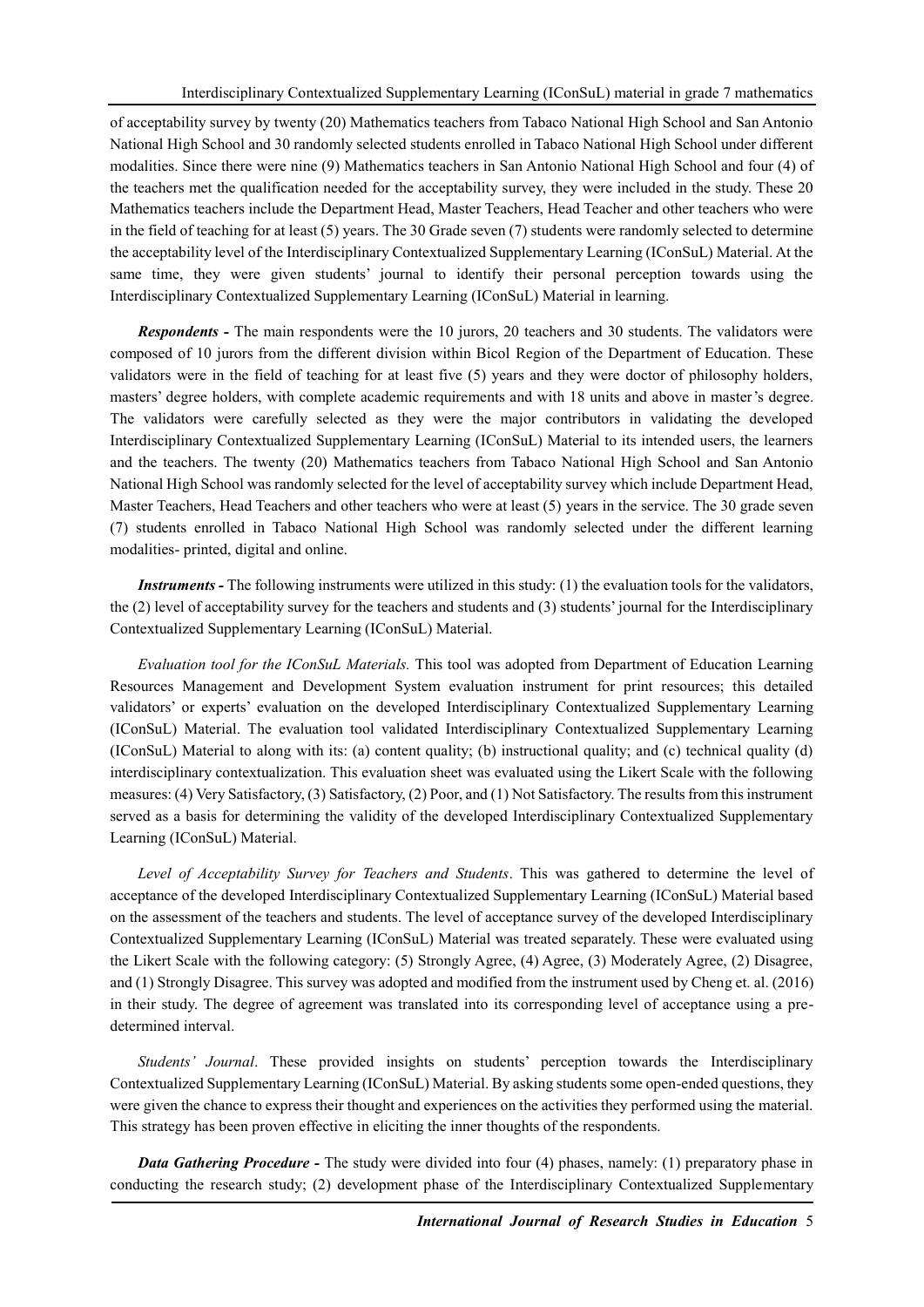of acceptability survey by twenty (20) Mathematics teachers from Tabaco National High School and San Antonio National High School and 30 randomly selected students enrolled in Tabaco National High School under different modalities. Since there were nine (9) Mathematics teachers in San Antonio National High School and four (4) of the teachers met the qualification needed for the acceptability survey, they were included in the study. These 20 Mathematics teachers include the Department Head, Master Teachers, Head Teacher and other teachers who were in the field of teaching for at least (5) years. The 30 Grade seven (7) students were randomly selected to determine the acceptability level of the Interdisciplinary Contextualized Supplementary Learning (IConSuL) Material. At the same time, they were given students' journal to identify their personal perception towards using the Interdisciplinary Contextualized Supplementary Learning (IConSuL) Material in learning.

***Respondents -*** The main respondents were the 10 jurors, 20 teachers and 30 students. The validators were composed of 10 jurors from the different division within Bicol Region of the Department of Education. These validators were in the field of teaching for at least five (5) years and they were doctor of philosophy holders, masters' degree holders, with complete academic requirements and with 18 units and above in master's degree. The validators were carefully selected as they were the major contributors in validating the developed Interdisciplinary Contextualized Supplementary Learning (IConSuL) Material to its intended users, the learners and the teachers. The twenty (20) Mathematics teachers from Tabaco National High School and San Antonio National High School was randomly selected for the level of acceptability survey which include Department Head, Master Teachers, Head Teachers and other teachers who were at least (5) years in the service. The 30 grade seven (7) students enrolled in Tabaco National High School was randomly selected under the different learning modalities- printed, digital and online.

***Instruments -*** The following instruments were utilized in this study: (1) the evaluation tools for the validators, the (2) level of acceptability survey for the teachers and students and (3) students' journal for the Interdisciplinary Contextualized Supplementary Learning (IConSuL) Material.

*Evaluation tool for the IConSuL Materials.* This tool was adopted from Department of Education Learning Resources Management and Development System evaluation instrument for print resources; this detailed validators' or experts' evaluation on the developed Interdisciplinary Contextualized Supplementary Learning (IConSuL) Material. The evaluation tool validated Interdisciplinary Contextualized Supplementary Learning (IConSuL) Material to along with its: (a) content quality; (b) instructional quality; and (c) technical quality (d) interdisciplinary contextualization. This evaluation sheet was evaluated using the Likert Scale with the following measures: (4) Very Satisfactory, (3) Satisfactory, (2) Poor, and (1) Not Satisfactory. The results from this instrument served as a basis for determining the validity of the developed Interdisciplinary Contextualized Supplementary Learning (IConSuL) Material.

*Level of Acceptability Survey for Teachers and Students*. This was gathered to determine the level of acceptance of the developed Interdisciplinary Contextualized Supplementary Learning (IConSuL) Material based on the assessment of the teachers and students. The level of acceptance survey of the developed Interdisciplinary Contextualized Supplementary Learning (IConSuL) Material was treated separately. These were evaluated using the Likert Scale with the following category: (5) Strongly Agree, (4) Agree, (3) Moderately Agree, (2) Disagree, and (1) Strongly Disagree. This survey was adopted and modified from the instrument used by Cheng et. al. (2016) in their study. The degree of agreement was translated into its corresponding level of acceptance using a pre-determined interval.

*Students' Journal*. These provided insights on students' perception towards the Interdisciplinary Contextualized Supplementary Learning (IConSuL) Material. By asking students some open-ended questions, they were given the chance to express their thought and experiences on the activities they performed using the material. This strategy has been proven effective in eliciting the inner thoughts of the respondents.

***Data Gathering Procedure -*** The study were divided into four (4) phases, namely: (1) preparatory phase in conducting the research study; (2) development phase of the Interdisciplinary Contextualized Supplementary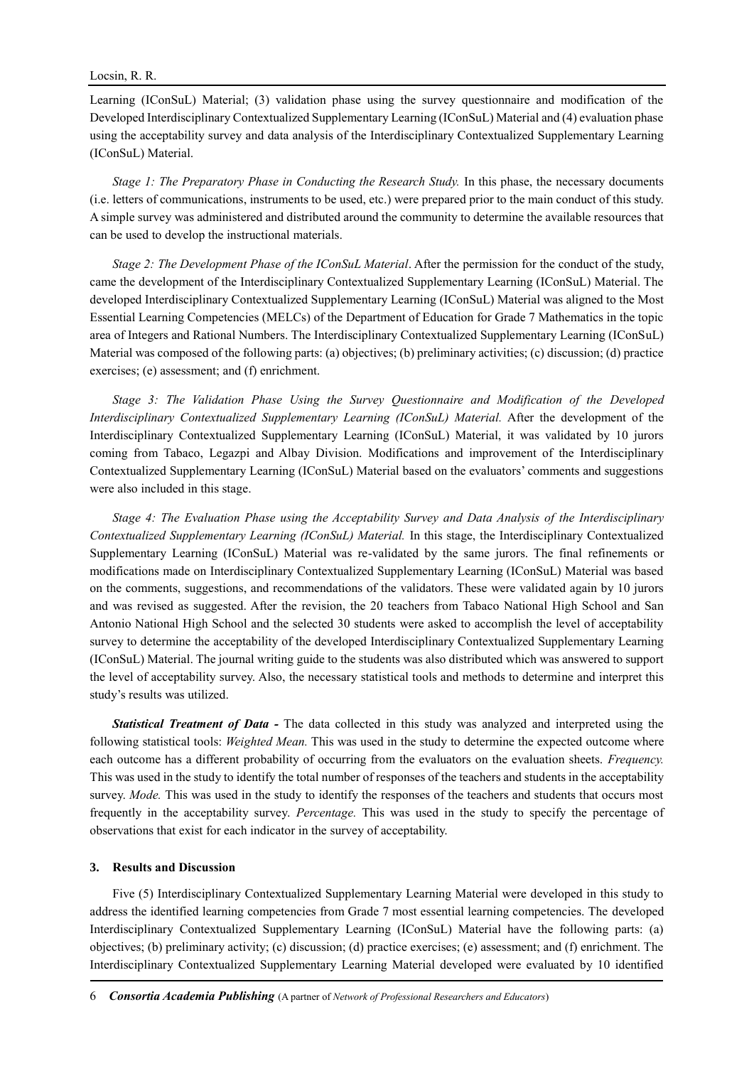Learning (IConSuL) Material; (3) validation phase using the survey questionnaire and modification of the Developed Interdisciplinary Contextualized Supplementary Learning (IConSuL) Material and (4) evaluation phase using the acceptability survey and data analysis of the Interdisciplinary Contextualized Supplementary Learning (IConSuL) Material.

*Stage 1: The Preparatory Phase in Conducting the Research Study.* In this phase, the necessary documents (i.e. letters of communications, instruments to be used, etc.) were prepared prior to the main conduct of this study. A simple survey was administered and distributed around the community to determine the available resources that can be used to develop the instructional materials.

*Stage 2: The Development Phase of the IConSuL Material*. After the permission for the conduct of the study, came the development of the Interdisciplinary Contextualized Supplementary Learning (IConSuL) Material. The developed Interdisciplinary Contextualized Supplementary Learning (IConSuL) Material was aligned to the Most Essential Learning Competencies (MELCs) of the Department of Education for Grade 7 Mathematics in the topic area of Integers and Rational Numbers. The Interdisciplinary Contextualized Supplementary Learning (IConSuL) Material was composed of the following parts: (a) objectives; (b) preliminary activities; (c) discussion; (d) practice exercises; (e) assessment; and (f) enrichment.

*Stage 3: The Validation Phase Using the Survey Questionnaire and Modification of the Developed Interdisciplinary Contextualized Supplementary Learning (IConSuL) Material.* After the development of the Interdisciplinary Contextualized Supplementary Learning (IConSuL) Material, it was validated by 10 jurors coming from Tabaco, Legazpi and Albay Division. Modifications and improvement of the Interdisciplinary Contextualized Supplementary Learning (IConSuL) Material based on the evaluators' comments and suggestions were also included in this stage.

*Stage 4: The Evaluation Phase using the Acceptability Survey and Data Analysis of the Interdisciplinary Contextualized Supplementary Learning (IConSuL) Material.* In this stage, the Interdisciplinary Contextualized Supplementary Learning (IConSuL) Material was re-validated by the same jurors. The final refinements or modifications made on Interdisciplinary Contextualized Supplementary Learning (IConSuL) Material was based on the comments, suggestions, and recommendations of the validators. These were validated again by 10 jurors and was revised as suggested. After the revision, the 20 teachers from Tabaco National High School and San Antonio National High School and the selected 30 students were asked to accomplish the level of acceptability survey to determine the acceptability of the developed Interdisciplinary Contextualized Supplementary Learning (IConSuL) Material. The journal writing guide to the students was also distributed which was answered to support the level of acceptability survey. Also, the necessary statistical tools and methods to determine and interpret this study's results was utilized.

***Statistical Treatment of Data -*** The data collected in this study was analyzed and interpreted using the following statistical tools: *Weighted Mean.* This was used in the study to determine the expected outcome where each outcome has a different probability of occurring from the evaluators on the evaluation sheets. *Frequency.* This was used in the study to identify the total number of responses of the teachers and students in the acceptability survey. *Mode.* This was used in the study to identify the responses of the teachers and students that occurs most frequently in the acceptability survey. *Percentage.* This was used in the study to specify the percentage of observations that exist for each indicator in the survey of acceptability.

## 3. Results and Discussion

Five (5) Interdisciplinary Contextualized Supplementary Learning Material were developed in this study to address the identified learning competencies from Grade 7 most essential learning competencies. The developed Interdisciplinary Contextualized Supplementary Learning (IConSuL) Material have the following parts: (a) objectives; (b) preliminary activity; (c) discussion; (d) practice exercises; (e) assessment; and (f) enrichment. The Interdisciplinary Contextualized Supplementary Learning Material developed were evaluated by 10 identified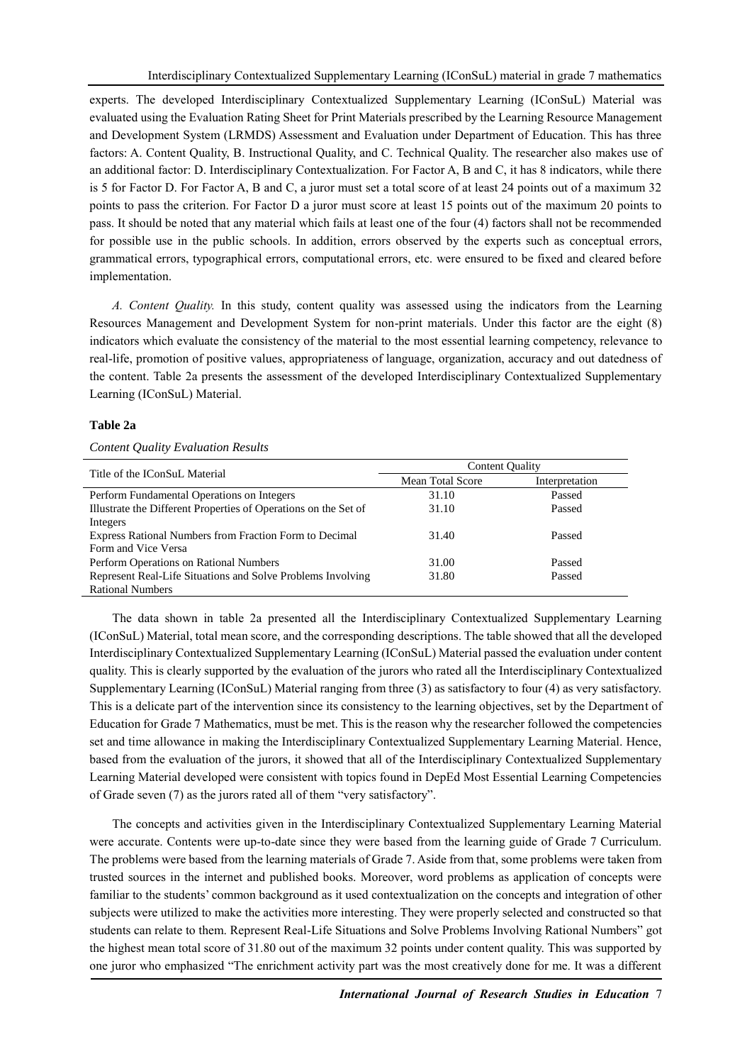experts. The developed Interdisciplinary Contextualized Supplementary Learning (IConSuL) Material was evaluated using the Evaluation Rating Sheet for Print Materials prescribed by the Learning Resource Management and Development System (LRMDS) Assessment and Evaluation under Department of Education. This has three factors: A. Content Quality, B. Instructional Quality, and C. Technical Quality. The researcher also makes use of an additional factor: D. Interdisciplinary Contextualization. For Factor A, B and C, it has 8 indicators, while there is 5 for Factor D. For Factor A, B and C, a juror must set a total score of at least 24 points out of a maximum 32 points to pass the criterion. For Factor D a juror must score at least 15 points out of the maximum 20 points to pass. It should be noted that any material which fails at least one of the four (4) factors shall not be recommended for possible use in the public schools. In addition, errors observed by the experts such as conceptual errors, grammatical errors, typographical errors, computational errors, etc. were ensured to be fixed and cleared before implementation.

*A. Content Quality.* In this study, content quality was assessed using the indicators from the Learning Resources Management and Development System for non-print materials. Under this factor are the eight (8) indicators which evaluate the consistency of the material to the most essential learning competency, relevance to real-life, promotion of positive values, appropriateness of language, organization, accuracy and out datedness of the content. Table 2a presents the assessment of the developed Interdisciplinary Contextualized Supplementary Learning (IConSuL) Material.

**Table 2a**

*Content Quality Evaluation Results*

| Title of the IConSuL Material | Content Quality | |
|---|---|---|
| | Mean Total Score | Interpretation |
| Perform Fundamental Operations on Integers | 31.10 | Passed |
| Illustrate the Different Properties of Operations on the Set of Integers | 31.10 | Passed |
| Express Rational Numbers from Fraction Form to Decimal Form and Vice Versa | 31.40 | Passed |
| Perform Operations on Rational Numbers | 31.00 | Passed |
| Represent Real-Life Situations and Solve Problems Involving Rational Numbers | 31.80 | Passed |

The data shown in table 2a presented all the Interdisciplinary Contextualized Supplementary Learning (IConSuL) Material, total mean score, and the corresponding descriptions. The table showed that all the developed Interdisciplinary Contextualized Supplementary Learning (IConSuL) Material passed the evaluation under content quality. This is clearly supported by the evaluation of the jurors who rated all the Interdisciplinary Contextualized Supplementary Learning (IConSuL) Material ranging from three (3) as satisfactory to four (4) as very satisfactory. This is a delicate part of the intervention since its consistency to the learning objectives, set by the Department of Education for Grade 7 Mathematics, must be met. This is the reason why the researcher followed the competencies set and time allowance in making the Interdisciplinary Contextualized Supplementary Learning Material. Hence, based from the evaluation of the jurors, it showed that all of the Interdisciplinary Contextualized Supplementary Learning Material developed were consistent with topics found in DepEd Most Essential Learning Competencies of Grade seven (7) as the jurors rated all of them "very satisfactory".

The concepts and activities given in the Interdisciplinary Contextualized Supplementary Learning Material were accurate. Contents were up-to-date since they were based from the learning guide of Grade 7 Curriculum. The problems were based from the learning materials of Grade 7. Aside from that, some problems were taken from trusted sources in the internet and published books. Moreover, word problems as application of concepts were familiar to the students' common background as it used contextualization on the concepts and integration of other subjects were utilized to make the activities more interesting. They were properly selected and constructed so that students can relate to them. Represent Real-Life Situations and Solve Problems Involving Rational Numbers" got the highest mean total score of 31.80 out of the maximum 32 points under content quality. This was supported by one juror who emphasized "The enrichment activity part was the most creatively done for me. It was a different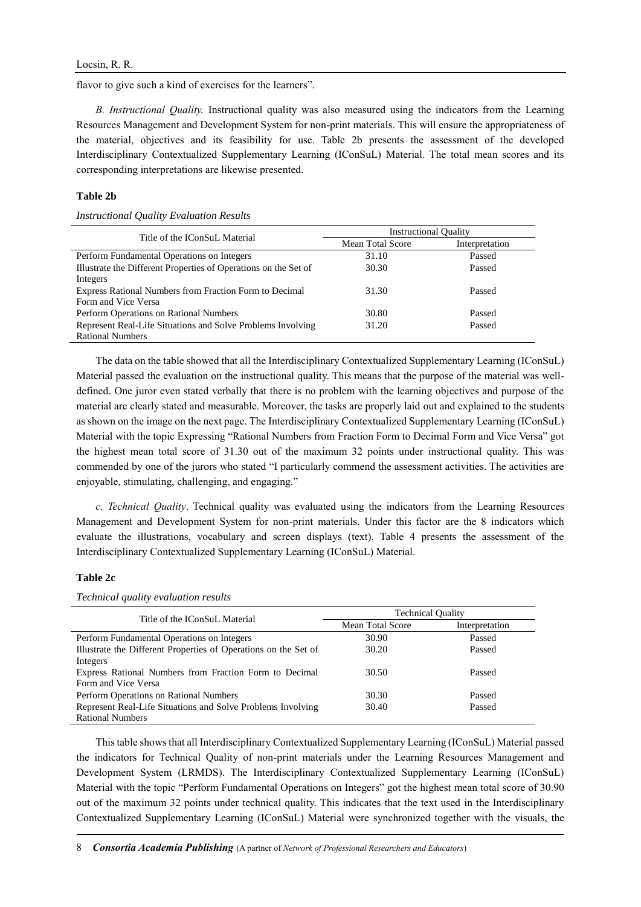flavor to give such a kind of exercises for the learners".

*B. Instructional Quality.* Instructional quality was also measured using the indicators from the Learning Resources Management and Development System for non-print materials. This will ensure the appropriateness of the material, objectives and its feasibility for use. Table 2b presents the assessment of the developed Interdisciplinary Contextualized Supplementary Learning (IConSuL) Material. The total mean scores and its corresponding interpretations are likewise presented.

**Table 2b**

*Instructional Quality Evaluation Results*

| Title of the IConSuL Material | Instructional Quality | |
|---|---|---|
| | Mean Total Score | Interpretation |
| Perform Fundamental Operations on Integers | 31.10 | Passed |
| Illustrate the Different Properties of Operations on the Set of Integers | 30.30 | Passed |
| Express Rational Numbers from Fraction Form to Decimal Form and Vice Versa | 31.30 | Passed |
| Perform Operations on Rational Numbers | 30.80 | Passed |
| Represent Real-Life Situations and Solve Problems Involving Rational Numbers | 31.20 | Passed |

The data on the table showed that all the Interdisciplinary Contextualized Supplementary Learning (IConSuL) Material passed the evaluation on the instructional quality. This means that the purpose of the material was well-defined. One juror even stated verbally that there is no problem with the learning objectives and purpose of the material are clearly stated and measurable. Moreover, the tasks are properly laid out and explained to the students as shown on the image on the next page. The Interdisciplinary Contextualized Supplementary Learning (IConSuL) Material with the topic Expressing "Rational Numbers from Fraction Form to Decimal Form and Vice Versa" got the highest mean total score of 31.30 out of the maximum 32 points under instructional quality. This was commended by one of the jurors who stated "I particularly commend the assessment activities. The activities are enjoyable, stimulating, challenging, and engaging."

*c. Technical Quality*. Technical quality was evaluated using the indicators from the Learning Resources Management and Development System for non-print materials. Under this factor are the 8 indicators which evaluate the illustrations, vocabulary and screen displays (text). Table 4 presents the assessment of the Interdisciplinary Contextualized Supplementary Learning (IConSuL) Material.

**Table 2c**

*Technical quality evaluation results*

| Title of the IConSuL Material | Technical Quality | |
|---|---|---|
| | Mean Total Score | Interpretation |
| Perform Fundamental Operations on Integers | 30.90 | Passed |
| Illustrate the Different Properties of Operations on the Set of Integers | 30.20 | Passed |
| Express Rational Numbers from Fraction Form to Decimal Form and Vice Versa | 30.50 | Passed |
| Perform Operations on Rational Numbers | 30.30 | Passed |
| Represent Real-Life Situations and Solve Problems Involving Rational Numbers | 30.40 | Passed |

This table shows that all Interdisciplinary Contextualized Supplementary Learning (IConSuL) Material passed the indicators for Technical Quality of non-print materials under the Learning Resources Management and Development System (LRMDS). The Interdisciplinary Contextualized Supplementary Learning (IConSuL) Material with the topic "Perform Fundamental Operations on Integers" got the highest mean total score of 30.90 out of the maximum 32 points under technical quality. This indicates that the text used in the Interdisciplinary Contextualized Supplementary Learning (IConSuL) Material were synchronized together with the visuals, the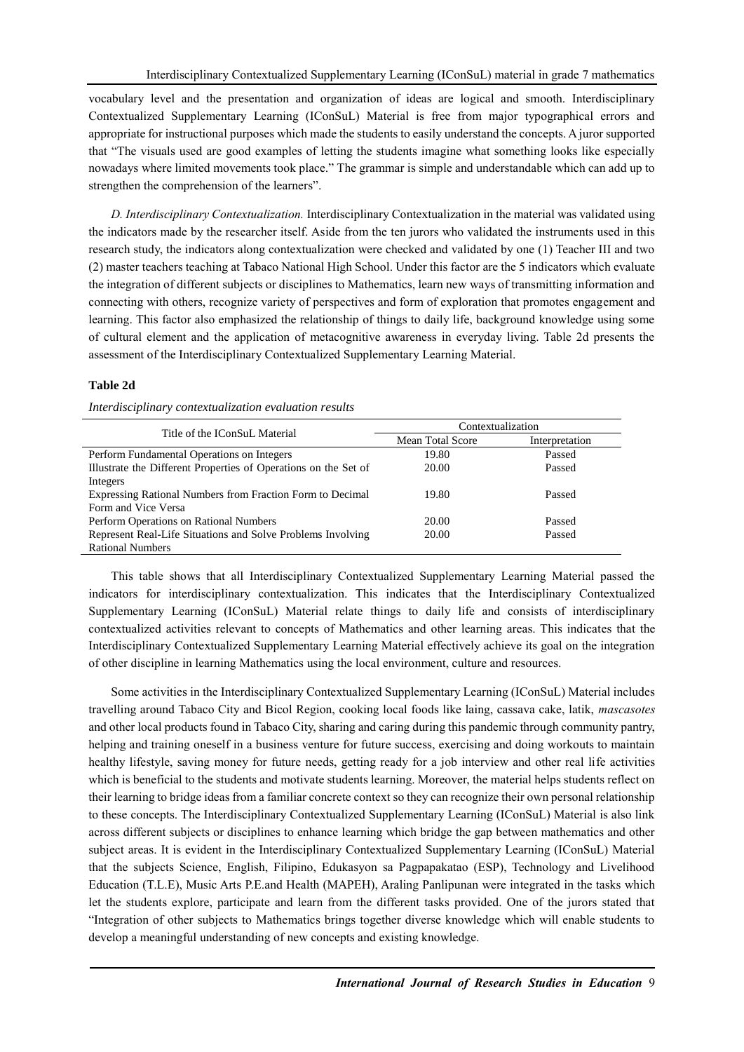vocabulary level and the presentation and organization of ideas are logical and smooth. Interdisciplinary Contextualized Supplementary Learning (IConSuL) Material is free from major typographical errors and appropriate for instructional purposes which made the students to easily understand the concepts. A juror supported that "The visuals used are good examples of letting the students imagine what something looks like especially nowadays where limited movements took place." The grammar is simple and understandable which can add up to strengthen the comprehension of the learners".

*D. Interdisciplinary Contextualization.* Interdisciplinary Contextualization in the material was validated using the indicators made by the researcher itself. Aside from the ten jurors who validated the instruments used in this research study, the indicators along contextualization were checked and validated by one (1) Teacher III and two (2) master teachers teaching at Tabaco National High School. Under this factor are the 5 indicators which evaluate the integration of different subjects or disciplines to Mathematics, learn new ways of transmitting information and connecting with others, recognize variety of perspectives and form of exploration that promotes engagement and learning. This factor also emphasized the relationship of things to daily life, background knowledge using some of cultural element and the application of metacognitive awareness in everyday living. Table 2d presents the assessment of the Interdisciplinary Contextualized Supplementary Learning Material.

**Table 2d**

*Interdisciplinary contextualization evaluation results*

| Title of the IConSuL Material | Contextualization | |
|---|---|---|
| | Mean Total Score | Interpretation |
| Perform Fundamental Operations on Integers | 19.80 | Passed |
| Illustrate the Different Properties of Operations on the Set of Integers | 20.00 | Passed |
| Expressing Rational Numbers from Fraction Form to Decimal Form and Vice Versa | 19.80 | Passed |
| Perform Operations on Rational Numbers | 20.00 | Passed |
| Represent Real-Life Situations and Solve Problems Involving Rational Numbers | 20.00 | Passed |

This table shows that all Interdisciplinary Contextualized Supplementary Learning Material passed the indicators for interdisciplinary contextualization. This indicates that the Interdisciplinary Contextualized Supplementary Learning (IConSuL) Material relate things to daily life and consists of interdisciplinary contextualized activities relevant to concepts of Mathematics and other learning areas. This indicates that the Interdisciplinary Contextualized Supplementary Learning Material effectively achieve its goal on the integration of other discipline in learning Mathematics using the local environment, culture and resources.

Some activities in the Interdisciplinary Contextualized Supplementary Learning (IConSuL) Material includes travelling around Tabaco City and Bicol Region, cooking local foods like laing, cassava cake, latik, *mascasotes* and other local products found in Tabaco City, sharing and caring during this pandemic through community pantry, helping and training oneself in a business venture for future success, exercising and doing workouts to maintain healthy lifestyle, saving money for future needs, getting ready for a job interview and other real life activities which is beneficial to the students and motivate students learning. Moreover, the material helps students reflect on their learning to bridge ideas from a familiar concrete context so they can recognize their own personal relationship to these concepts. The Interdisciplinary Contextualized Supplementary Learning (IConSuL) Material is also link across different subjects or disciplines to enhance learning which bridge the gap between mathematics and other subject areas. It is evident in the Interdisciplinary Contextualized Supplementary Learning (IConSuL) Material that the subjects Science, English, Filipino, Edukasyon sa Pagpapakatao (ESP), Technology and Livelihood Education (T.L.E), Music Arts P.E.and Health (MAPEH), Araling Panlipunan were integrated in the tasks which let the students explore, participate and learn from the different tasks provided. One of the jurors stated that "Integration of other subjects to Mathematics brings together diverse knowledge which will enable students to develop a meaningful understanding of new concepts and existing knowledge.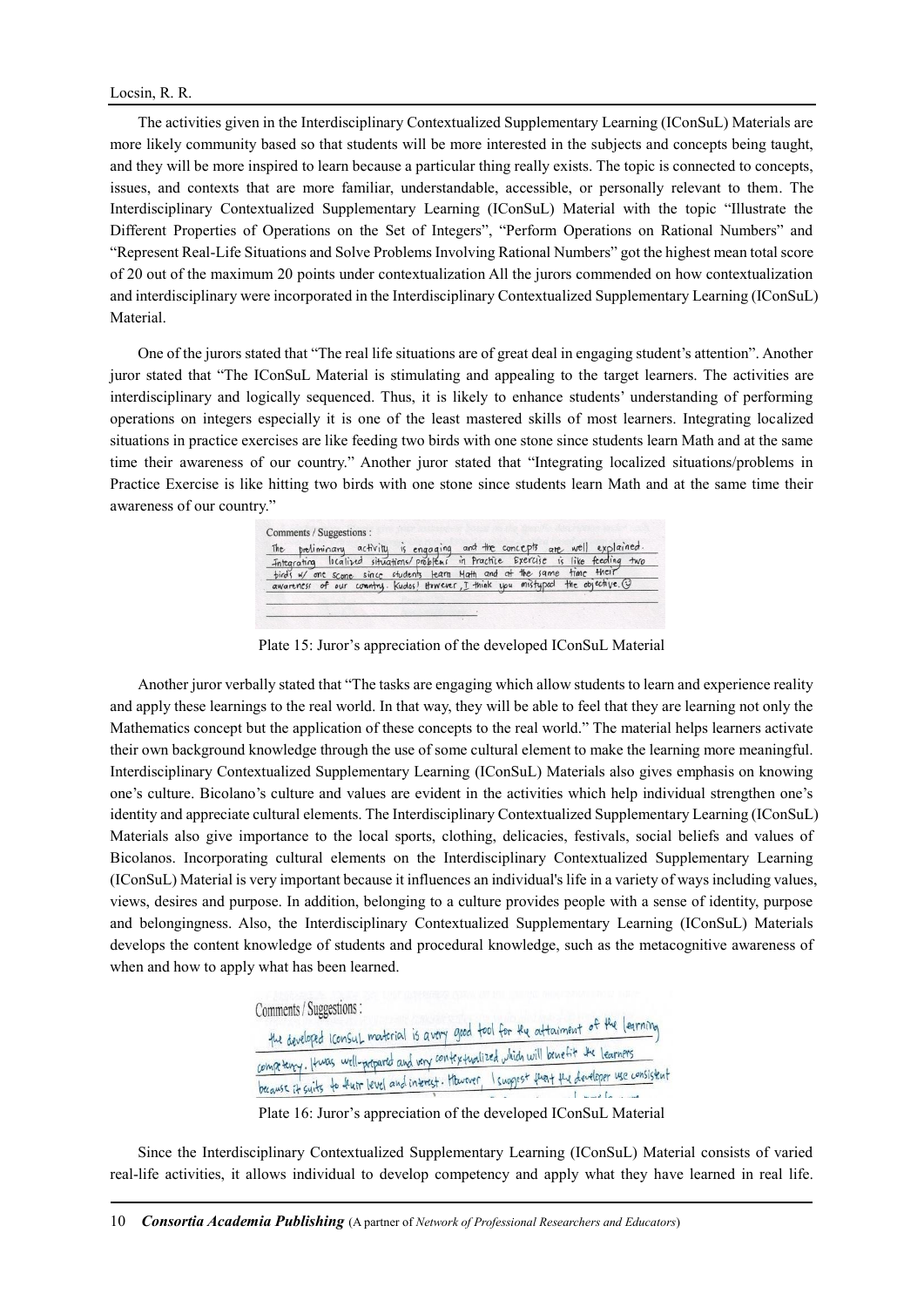The activities given in the Interdisciplinary Contextualized Supplementary Learning (IConSuL) Materials are more likely community based so that students will be more interested in the subjects and concepts being taught, and they will be more inspired to learn because a particular thing really exists. The topic is connected to concepts, issues, and contexts that are more familiar, understandable, accessible, or personally relevant to them. The Interdisciplinary Contextualized Supplementary Learning (IConSuL) Material with the topic "Illustrate the Different Properties of Operations on the Set of Integers", "Perform Operations on Rational Numbers" and "Represent Real-Life Situations and Solve Problems Involving Rational Numbers" got the highest mean total score of 20 out of the maximum 20 points under contextualization All the jurors commended on how contextualization and interdisciplinary were incorporated in the Interdisciplinary Contextualized Supplementary Learning (IConSuL) Material.

One of the jurors stated that "The real life situations are of great deal in engaging student's attention". Another juror stated that "The IConSuL Material is stimulating and appealing to the target learners. The activities are interdisciplinary and logically sequenced. Thus, it is likely to enhance students' understanding of performing operations on integers especially it is one of the least mastered skills of most learners. Integrating localized situations in practice exercises are like feeding two birds with one stone since students learn Math and at the same time their awareness of our country." Another juror stated that "Integrating localized situations/problems in Practice Exercise is like hitting two birds with one stone since students learn Math and at the same time their awareness of our country."

Comments / Suggestions :
The preliminary activity is engaging and the concepts are well explained. Integrating localized situations/problems in Practice Exercise is like feeding two birds w/ one stone since students learn Math and at the same time their awareness of our country. Kudos! However, I think you mistyped the objective. ☺

Plate 15: Juror's appreciation of the developed IConSuL Material

Another juror verbally stated that "The tasks are engaging which allow students to learn and experience reality and apply these learnings to the real world. In that way, they will be able to feel that they are learning not only the Mathematics concept but the application of these concepts to the real world." The material helps learners activate their own background knowledge through the use of some cultural element to make the learning more meaningful. Interdisciplinary Contextualized Supplementary Learning (IConSuL) Materials also gives emphasis on knowing one's culture. Bicolano's culture and values are evident in the activities which help individual strengthen one's identity and appreciate cultural elements. The Interdisciplinary Contextualized Supplementary Learning (IConSuL) Materials also give importance to the local sports, clothing, delicacies, festivals, social beliefs and values of Bicolanos. Incorporating cultural elements on the Interdisciplinary Contextualized Supplementary Learning (IConSuL) Material is very important because it influences an individual's life in a variety of ways including values, views, desires and purpose. In addition, belonging to a culture provides people with a sense of identity, purpose and belongingness. Also, the Interdisciplinary Contextualized Supplementary Learning (IConSuL) Materials develops the content knowledge of students and procedural knowledge, such as the metacognitive awareness of when and how to apply what has been learned.

Comments / Suggestions :
The developed IConSuL material is a very good tool for the attainment of the learning competency. It was well-prepared and very contextualized which will benefit the learners because it suits to their level and interest. However, I suggest that the developer use consistent

Plate 16: Juror's appreciation of the developed IConSuL Material

Since the Interdisciplinary Contextualized Supplementary Learning (IConSuL) Material consists of varied real-life activities, it allows individual to develop competency and apply what they have learned in real life.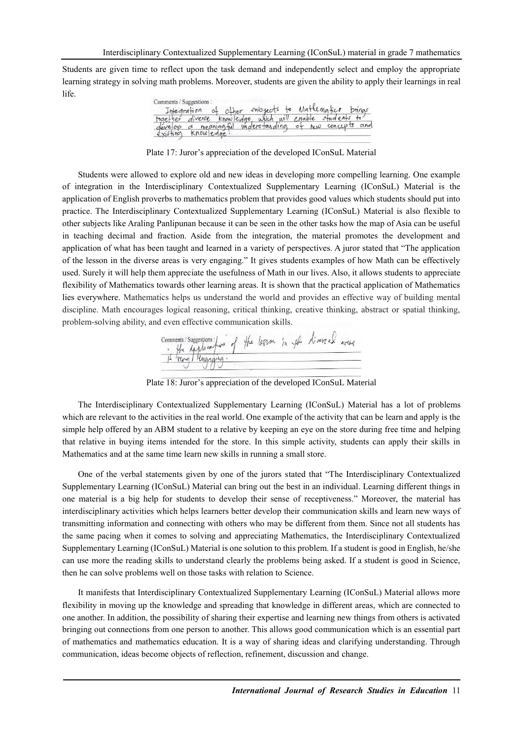Students are given time to reflect upon the task demand and independently select and employ the appropriate learning strategy in solving math problems. Moreover, students are given the ability to apply their learnings in real life.

Comments / Suggestions : Integration of other subjects to Mathematics brings together diverse knowledge which will enable students to develop a meaningful understanding of new concepts and existing knowledge.

Plate 17: Juror's appreciation of the developed IConSuL Material

Students were allowed to explore old and new ideas in developing more compelling learning. One example of integration in the Interdisciplinary Contextualized Supplementary Learning (IConSuL) Material is the application of English proverbs to mathematics problem that provides good values which students should put into practice. The Interdisciplinary Contextualized Supplementary Learning (IConSuL) Material is also flexible to other subjects like Araling Panlipunan because it can be seen in the other tasks how the map of Asia can be useful in teaching decimal and fraction. Aside from the integration, the material promotes the development and application of what has been taught and learned in a variety of perspectives. A juror stated that "The application of the lesson in the diverse areas is very engaging." It gives students examples of how Math can be effectively used. Surely it will help them appreciate the usefulness of Math in our lives. Also, it allows students to appreciate flexibility of Mathematics towards other learning areas. It is shown that the practical application of Mathematics lies everywhere. Mathematics helps us understand the world and provides an effective way of building mental discipline. Math encourages logical reasoning, critical thinking, creative thinking, abstract or spatial thinking, problem-solving ability, and even effective communication skills.

Comments / Suggestions : • the application of the lesson in the diverse areas is very engaging.

Plate 18: Juror's appreciation of the developed IConSuL Material

The Interdisciplinary Contextualized Supplementary Learning (IConSuL) Material has a lot of problems which are relevant to the activities in the real world. One example of the activity that can be learn and apply is the simple help offered by an ABM student to a relative by keeping an eye on the store during free time and helping that relative in buying items intended for the store. In this simple activity, students can apply their skills in Mathematics and at the same time learn new skills in running a small store.

One of the verbal statements given by one of the jurors stated that "The Interdisciplinary Contextualized Supplementary Learning (IConSuL) Material can bring out the best in an individual. Learning different things in one material is a big help for students to develop their sense of receptiveness." Moreover, the material has interdisciplinary activities which helps learners better develop their communication skills and learn new ways of transmitting information and connecting with others who may be different from them. Since not all students has the same pacing when it comes to solving and appreciating Mathematics, the Interdisciplinary Contextualized Supplementary Learning (IConSuL) Material is one solution to this problem. If a student is good in English, he/she can use more the reading skills to understand clearly the problems being asked. If a student is good in Science, then he can solve problems well on those tasks with relation to Science.

It manifests that Interdisciplinary Contextualized Supplementary Learning (IConSuL) Material allows more flexibility in moving up the knowledge and spreading that knowledge in different areas, which are connected to one another. In addition, the possibility of sharing their expertise and learning new things from others is activated bringing out connections from one person to another. This allows good communication which is an essential part of mathematics and mathematics education. It is a way of sharing ideas and clarifying understanding. Through communication, ideas become objects of reflection, refinement, discussion and change.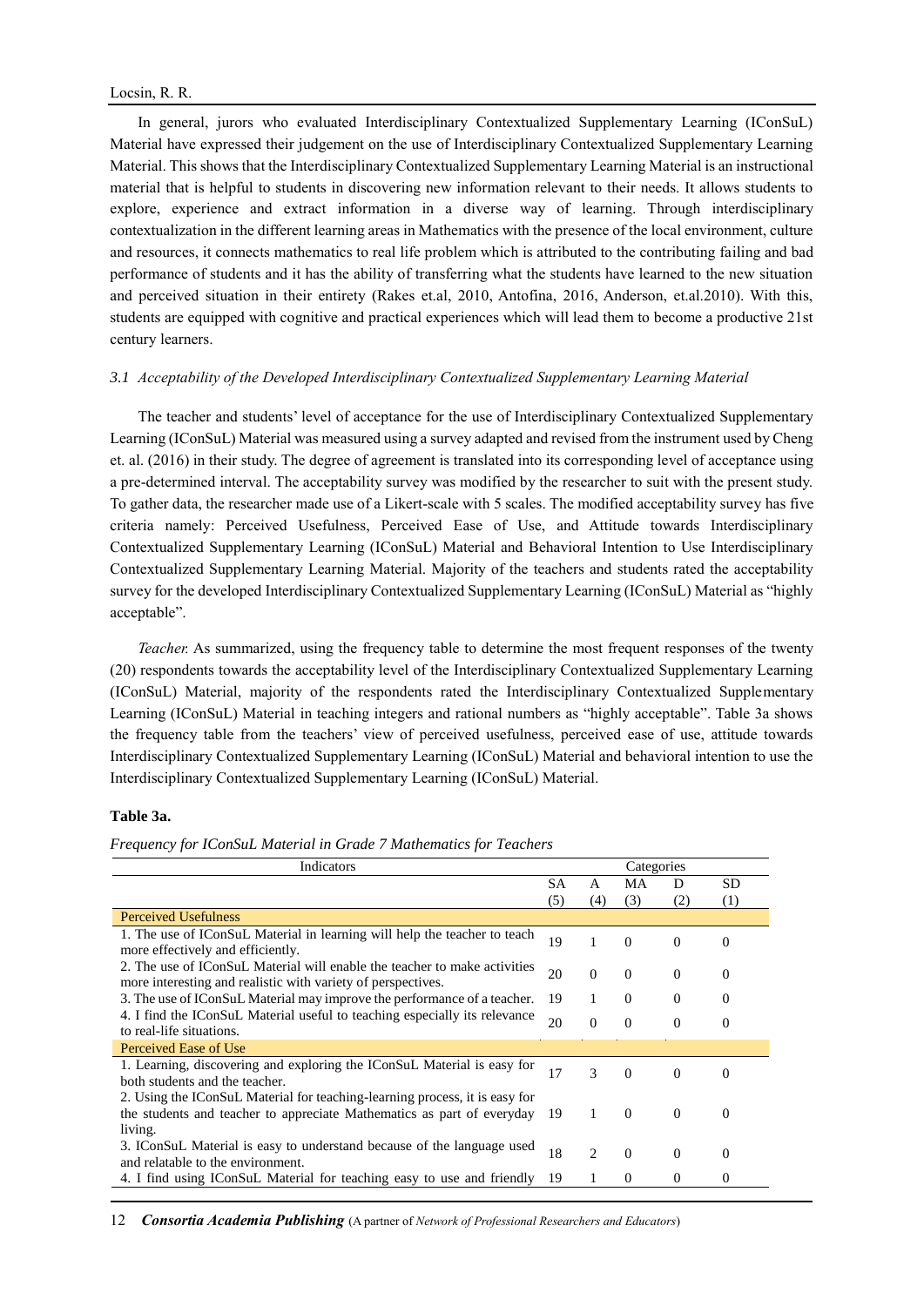In general, jurors who evaluated Interdisciplinary Contextualized Supplementary Learning (IConSuL) Material have expressed their judgement on the use of Interdisciplinary Contextualized Supplementary Learning Material. This shows that the Interdisciplinary Contextualized Supplementary Learning Material is an instructional material that is helpful to students in discovering new information relevant to their needs. It allows students to explore, experience and extract information in a diverse way of learning. Through interdisciplinary contextualization in the different learning areas in Mathematics with the presence of the local environment, culture and resources, it connects mathematics to real life problem which is attributed to the contributing failing and bad performance of students and it has the ability of transferring what the students have learned to the new situation and perceived situation in their entirety (Rakes et.al, 2010, Antofina, 2016, Anderson, et.al.2010). With this, students are equipped with cognitive and practical experiences which will lead them to become a productive 21st century learners.

### *3.1 Acceptability of the Developed Interdisciplinary Contextualized Supplementary Learning Material*

The teacher and students' level of acceptance for the use of Interdisciplinary Contextualized Supplementary Learning (IConSuL) Material was measured using a survey adapted and revised from the instrument used by Cheng et. al. (2016) in their study. The degree of agreement is translated into its corresponding level of acceptance using a pre-determined interval. The acceptability survey was modified by the researcher to suit with the present study. To gather data, the researcher made use of a Likert-scale with 5 scales. The modified acceptability survey has five criteria namely: Perceived Usefulness, Perceived Ease of Use, and Attitude towards Interdisciplinary Contextualized Supplementary Learning (IConSuL) Material and Behavioral Intention to Use Interdisciplinary Contextualized Supplementary Learning Material. Majority of the teachers and students rated the acceptability survey for the developed Interdisciplinary Contextualized Supplementary Learning (IConSuL) Material as "highly acceptable".

*Teacher.* As summarized, using the frequency table to determine the most frequent responses of the twenty (20) respondents towards the acceptability level of the Interdisciplinary Contextualized Supplementary Learning (IConSuL) Material, majority of the respondents rated the Interdisciplinary Contextualized Supplementary Learning (IConSuL) Material in teaching integers and rational numbers as "highly acceptable". Table 3a shows the frequency table from the teachers' view of perceived usefulness, perceived ease of use, attitude towards Interdisciplinary Contextualized Supplementary Learning (IConSuL) Material and behavioral intention to use the Interdisciplinary Contextualized Supplementary Learning (IConSuL) Material.

**Table 3a.**

*Frequency for IConSuL Material in Grade 7 Mathematics for Teachers*

| Indicators | Categories | | | | |
|---|---|---|---|---|---|
| | SA (5) | A (4) | MA (3) | D (2) | SD (1) |
| **Perceived Usefulness** | | | | | |
| 1. The use of IConSuL Material in learning will help the teacher to teach more effectively and efficiently. | 19 | 1 | 0 | 0 | 0 |
| 2. The use of IConSuL Material will enable the teacher to make activities more interesting and realistic with variety of perspectives. | 20 | 0 | 0 | 0 | 0 |
| 3. The use of IConSuL Material may improve the performance of a teacher. | 19 | 1 | 0 | 0 | 0 |
| 4. I find the IConSuL Material useful to teaching especially its relevance to real-life situations. | 20 | 0 | 0 | 0 | 0 |
| **Perceived Ease of Use** | | | | | |
| 1. Learning, discovering and exploring the IConSuL Material is easy for both students and the teacher. | 17 | 3 | 0 | 0 | 0 |
| 2. Using the IConSuL Material for teaching-learning process, it is easy for the students and teacher to appreciate Mathematics as part of everyday living. | 19 | 1 | 0 | 0 | 0 |
| 3. IConSuL Material is easy to understand because of the language used and relatable to the environment. | 18 | 2 | 0 | 0 | 0 |
| 4. I find using IConSuL Material for teaching easy to use and friendly | 19 | 1 | 0 | 0 | 0 |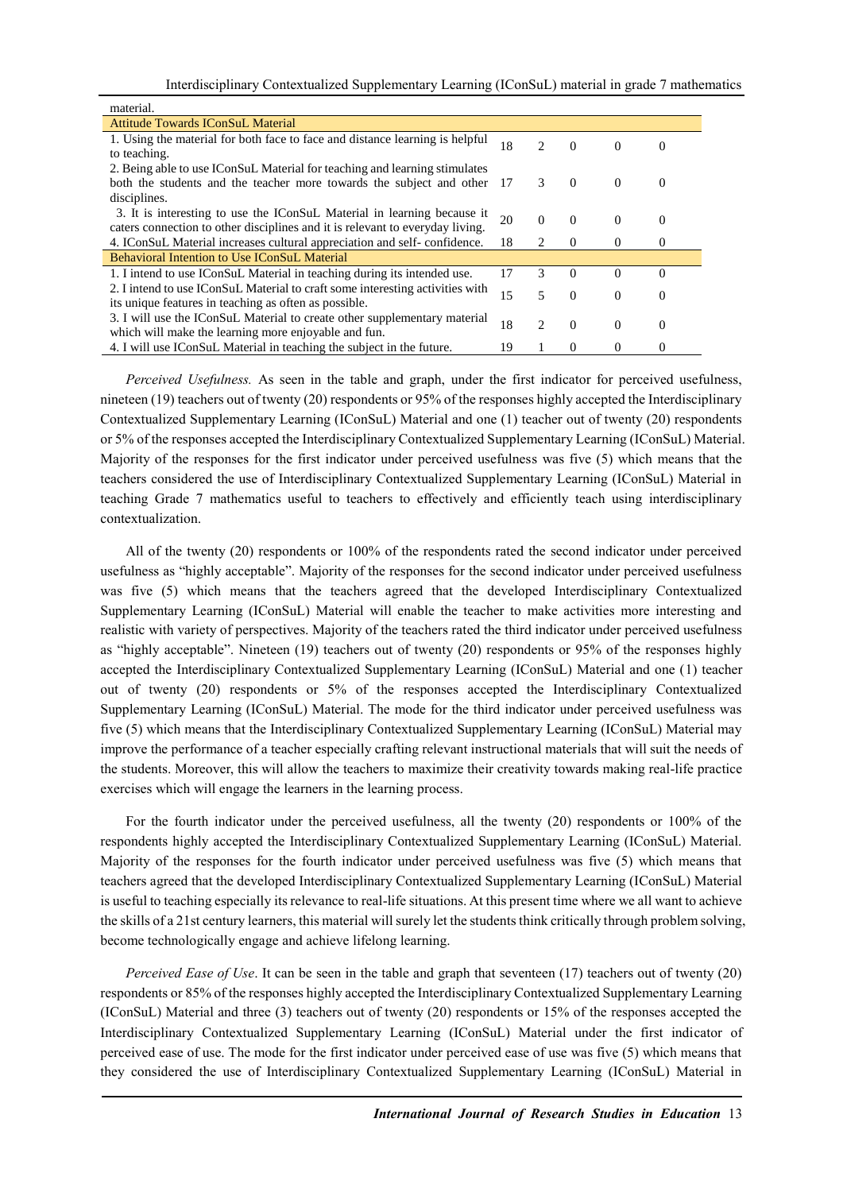| material. | | | | | |
|---|---|---|---|---|---|
| Attitude Towards IConSuL Material | | | | | |
| 1. Using the material for both face to face and distance learning is helpful to teaching. | 18 | 2 | 0 | 0 | 0 |
| 2. Being able to use IConSuL Material for teaching and learning stimulates both the students and the teacher more towards the subject and other disciplines. | 17 | 3 | 0 | 0 | 0 |
| 3. It is interesting to use the IConSuL Material in learning because it caters connection to other disciplines and it is relevant to everyday living. | 20 | 0 | 0 | 0 | 0 |
| 4. IConSuL Material increases cultural appreciation and self- confidence. | 18 | 2 | 0 | 0 | 0 |
| Behavioral Intention to Use IConSuL Material | | | | | |
| 1. I intend to use IConSuL Material in teaching during its intended use. | 17 | 3 | 0 | 0 | 0 |
| 2. I intend to use IConSuL Material to craft some interesting activities with its unique features in teaching as often as possible. | 15 | 5 | 0 | 0 | 0 |
| 3. I will use the IConSuL Material to create other supplementary material which will make the learning more enjoyable and fun. | 18 | 2 | 0 | 0 | 0 |
| 4. I will use IConSuL Material in teaching the subject in the future. | 19 | 1 | 0 | 0 | 0 |

*Perceived Usefulness.* As seen in the table and graph, under the first indicator for perceived usefulness, nineteen (19) teachers out of twenty (20) respondents or 95% of the responses highly accepted the Interdisciplinary Contextualized Supplementary Learning (IConSuL) Material and one (1) teacher out of twenty (20) respondents or 5% of the responses accepted the Interdisciplinary Contextualized Supplementary Learning (IConSuL) Material. Majority of the responses for the first indicator under perceived usefulness was five (5) which means that the teachers considered the use of Interdisciplinary Contextualized Supplementary Learning (IConSuL) Material in teaching Grade 7 mathematics useful to teachers to effectively and efficiently teach using interdisciplinary contextualization.

All of the twenty (20) respondents or 100% of the respondents rated the second indicator under perceived usefulness as "highly acceptable". Majority of the responses for the second indicator under perceived usefulness was five (5) which means that the teachers agreed that the developed Interdisciplinary Contextualized Supplementary Learning (IConSuL) Material will enable the teacher to make activities more interesting and realistic with variety of perspectives. Majority of the teachers rated the third indicator under perceived usefulness as "highly acceptable". Nineteen (19) teachers out of twenty (20) respondents or 95% of the responses highly accepted the Interdisciplinary Contextualized Supplementary Learning (IConSuL) Material and one (1) teacher out of twenty (20) respondents or 5% of the responses accepted the Interdisciplinary Contextualized Supplementary Learning (IConSuL) Material. The mode for the third indicator under perceived usefulness was five (5) which means that the Interdisciplinary Contextualized Supplementary Learning (IConSuL) Material may improve the performance of a teacher especially crafting relevant instructional materials that will suit the needs of the students. Moreover, this will allow the teachers to maximize their creativity towards making real-life practice exercises which will engage the learners in the learning process.

For the fourth indicator under the perceived usefulness, all the twenty (20) respondents or 100% of the respondents highly accepted the Interdisciplinary Contextualized Supplementary Learning (IConSuL) Material. Majority of the responses for the fourth indicator under perceived usefulness was five (5) which means that teachers agreed that the developed Interdisciplinary Contextualized Supplementary Learning (IConSuL) Material is useful to teaching especially its relevance to real-life situations. At this present time where we all want to achieve the skills of a 21st century learners, this material will surely let the students think critically through problem solving, become technologically engage and achieve lifelong learning.

*Perceived Ease of Use*. It can be seen in the table and graph that seventeen (17) teachers out of twenty (20) respondents or 85% of the responses highly accepted the Interdisciplinary Contextualized Supplementary Learning (IConSuL) Material and three (3) teachers out of twenty (20) respondents or 15% of the responses accepted the Interdisciplinary Contextualized Supplementary Learning (IConSuL) Material under the first indicator of perceived ease of use. The mode for the first indicator under perceived ease of use was five (5) which means that they considered the use of Interdisciplinary Contextualized Supplementary Learning (IConSuL) Material in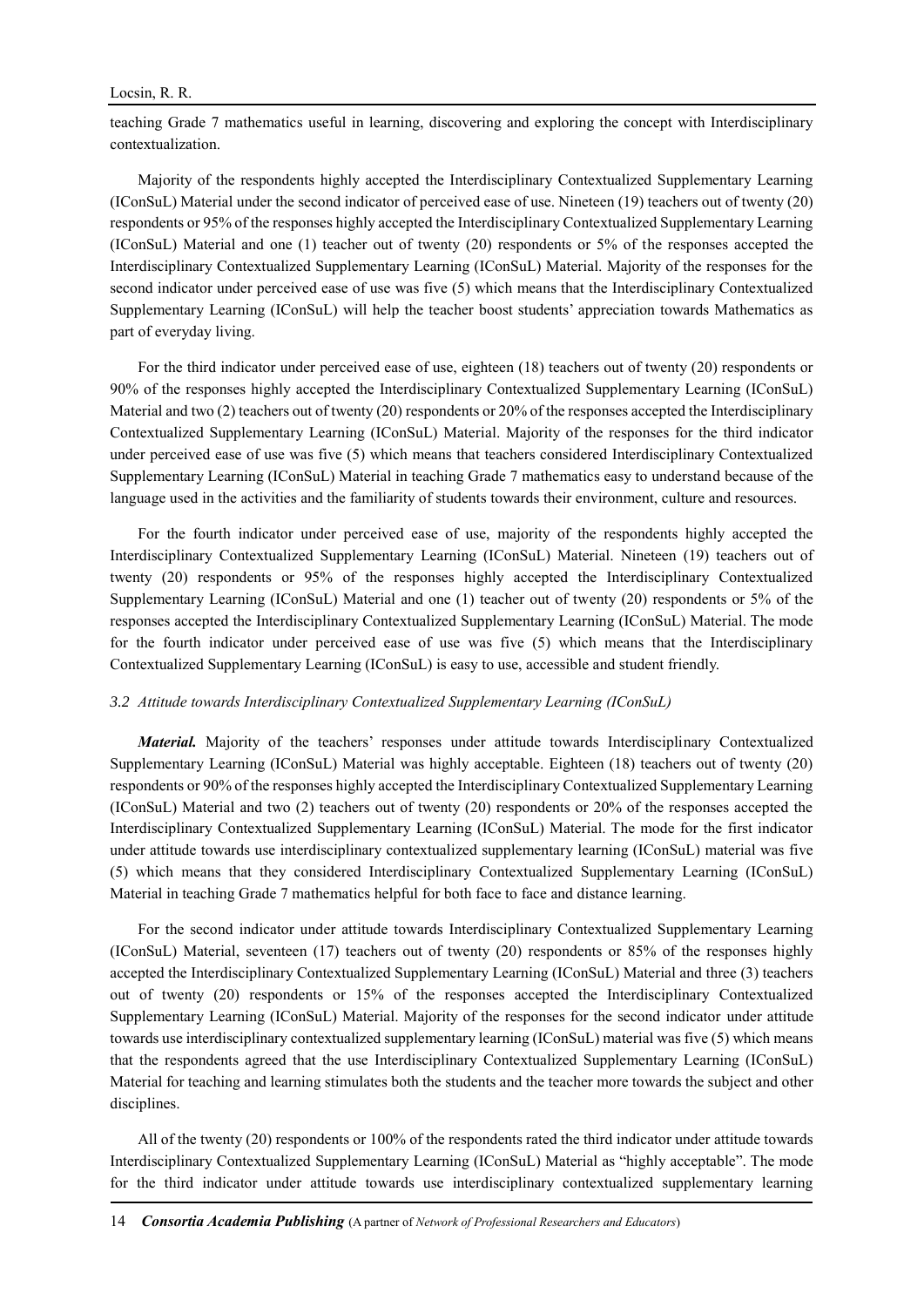teaching Grade 7 mathematics useful in learning, discovering and exploring the concept with Interdisciplinary contextualization.

Majority of the respondents highly accepted the Interdisciplinary Contextualized Supplementary Learning (IConSuL) Material under the second indicator of perceived ease of use. Nineteen (19) teachers out of twenty (20) respondents or 95% of the responses highly accepted the Interdisciplinary Contextualized Supplementary Learning (IConSuL) Material and one (1) teacher out of twenty (20) respondents or 5% of the responses accepted the Interdisciplinary Contextualized Supplementary Learning (IConSuL) Material. Majority of the responses for the second indicator under perceived ease of use was five (5) which means that the Interdisciplinary Contextualized Supplementary Learning (IConSuL) will help the teacher boost students' appreciation towards Mathematics as part of everyday living.

For the third indicator under perceived ease of use, eighteen (18) teachers out of twenty (20) respondents or 90% of the responses highly accepted the Interdisciplinary Contextualized Supplementary Learning (IConSuL) Material and two (2) teachers out of twenty (20) respondents or 20% of the responses accepted the Interdisciplinary Contextualized Supplementary Learning (IConSuL) Material. Majority of the responses for the third indicator under perceived ease of use was five (5) which means that teachers considered Interdisciplinary Contextualized Supplementary Learning (IConSuL) Material in teaching Grade 7 mathematics easy to understand because of the language used in the activities and the familiarity of students towards their environment, culture and resources.

For the fourth indicator under perceived ease of use, majority of the respondents highly accepted the Interdisciplinary Contextualized Supplementary Learning (IConSuL) Material. Nineteen (19) teachers out of twenty (20) respondents or 95% of the responses highly accepted the Interdisciplinary Contextualized Supplementary Learning (IConSuL) Material and one (1) teacher out of twenty (20) respondents or 5% of the responses accepted the Interdisciplinary Contextualized Supplementary Learning (IConSuL) Material. The mode for the fourth indicator under perceived ease of use was five (5) which means that the Interdisciplinary Contextualized Supplementary Learning (IConSuL) is easy to use, accessible and student friendly.

### *3.2 Attitude towards Interdisciplinary Contextualized Supplementary Learning (IConSuL)*

***Material.*** Majority of the teachers' responses under attitude towards Interdisciplinary Contextualized Supplementary Learning (IConSuL) Material was highly acceptable. Eighteen (18) teachers out of twenty (20) respondents or 90% of the responses highly accepted the Interdisciplinary Contextualized Supplementary Learning (IConSuL) Material and two (2) teachers out of twenty (20) respondents or 20% of the responses accepted the Interdisciplinary Contextualized Supplementary Learning (IConSuL) Material. The mode for the first indicator under attitude towards use interdisciplinary contextualized supplementary learning (IConSuL) material was five (5) which means that they considered Interdisciplinary Contextualized Supplementary Learning (IConSuL) Material in teaching Grade 7 mathematics helpful for both face to face and distance learning.

For the second indicator under attitude towards Interdisciplinary Contextualized Supplementary Learning (IConSuL) Material, seventeen (17) teachers out of twenty (20) respondents or 85% of the responses highly accepted the Interdisciplinary Contextualized Supplementary Learning (IConSuL) Material and three (3) teachers out of twenty (20) respondents or 15% of the responses accepted the Interdisciplinary Contextualized Supplementary Learning (IConSuL) Material. Majority of the responses for the second indicator under attitude towards use interdisciplinary contextualized supplementary learning (IConSuL) material was five (5) which means that the respondents agreed that the use Interdisciplinary Contextualized Supplementary Learning (IConSuL) Material for teaching and learning stimulates both the students and the teacher more towards the subject and other disciplines.

All of the twenty (20) respondents or 100% of the respondents rated the third indicator under attitude towards Interdisciplinary Contextualized Supplementary Learning (IConSuL) Material as "highly acceptable". The mode for the third indicator under attitude towards use interdisciplinary contextualized supplementary learning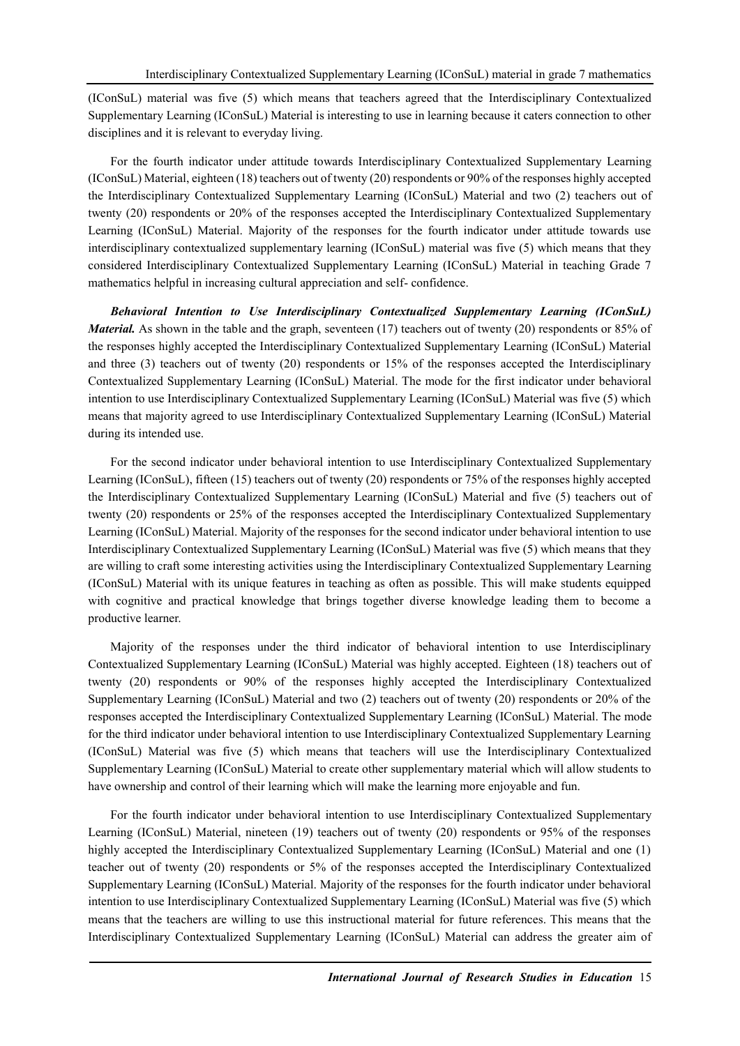(IConSuL) material was five (5) which means that teachers agreed that the Interdisciplinary Contextualized Supplementary Learning (IConSuL) Material is interesting to use in learning because it caters connection to other disciplines and it is relevant to everyday living.

For the fourth indicator under attitude towards Interdisciplinary Contextualized Supplementary Learning (IConSuL) Material, eighteen (18) teachers out of twenty (20) respondents or 90% of the responses highly accepted the Interdisciplinary Contextualized Supplementary Learning (IConSuL) Material and two (2) teachers out of twenty (20) respondents or 20% of the responses accepted the Interdisciplinary Contextualized Supplementary Learning (IConSuL) Material. Majority of the responses for the fourth indicator under attitude towards use interdisciplinary contextualized supplementary learning (IConSuL) material was five (5) which means that they considered Interdisciplinary Contextualized Supplementary Learning (IConSuL) Material in teaching Grade 7 mathematics helpful in increasing cultural appreciation and self- confidence.

***Behavioral Intention to Use Interdisciplinary Contextualized Supplementary Learning (IConSuL) Material.*** As shown in the table and the graph, seventeen (17) teachers out of twenty (20) respondents or 85% of the responses highly accepted the Interdisciplinary Contextualized Supplementary Learning (IConSuL) Material and three (3) teachers out of twenty (20) respondents or 15% of the responses accepted the Interdisciplinary Contextualized Supplementary Learning (IConSuL) Material. The mode for the first indicator under behavioral intention to use Interdisciplinary Contextualized Supplementary Learning (IConSuL) Material was five (5) which means that majority agreed to use Interdisciplinary Contextualized Supplementary Learning (IConSuL) Material during its intended use.

For the second indicator under behavioral intention to use Interdisciplinary Contextualized Supplementary Learning (IConSuL), fifteen (15) teachers out of twenty (20) respondents or 75% of the responses highly accepted the Interdisciplinary Contextualized Supplementary Learning (IConSuL) Material and five (5) teachers out of twenty (20) respondents or 25% of the responses accepted the Interdisciplinary Contextualized Supplementary Learning (IConSuL) Material. Majority of the responses for the second indicator under behavioral intention to use Interdisciplinary Contextualized Supplementary Learning (IConSuL) Material was five (5) which means that they are willing to craft some interesting activities using the Interdisciplinary Contextualized Supplementary Learning (IConSuL) Material with its unique features in teaching as often as possible. This will make students equipped with cognitive and practical knowledge that brings together diverse knowledge leading them to become a productive learner.

Majority of the responses under the third indicator of behavioral intention to use Interdisciplinary Contextualized Supplementary Learning (IConSuL) Material was highly accepted. Eighteen (18) teachers out of twenty (20) respondents or 90% of the responses highly accepted the Interdisciplinary Contextualized Supplementary Learning (IConSuL) Material and two (2) teachers out of twenty (20) respondents or 20% of the responses accepted the Interdisciplinary Contextualized Supplementary Learning (IConSuL) Material. The mode for the third indicator under behavioral intention to use Interdisciplinary Contextualized Supplementary Learning (IConSuL) Material was five (5) which means that teachers will use the Interdisciplinary Contextualized Supplementary Learning (IConSuL) Material to create other supplementary material which will allow students to have ownership and control of their learning which will make the learning more enjoyable and fun.

For the fourth indicator under behavioral intention to use Interdisciplinary Contextualized Supplementary Learning (IConSuL) Material, nineteen (19) teachers out of twenty (20) respondents or 95% of the responses highly accepted the Interdisciplinary Contextualized Supplementary Learning (IConSuL) Material and one (1) teacher out of twenty (20) respondents or 5% of the responses accepted the Interdisciplinary Contextualized Supplementary Learning (IConSuL) Material. Majority of the responses for the fourth indicator under behavioral intention to use Interdisciplinary Contextualized Supplementary Learning (IConSuL) Material was five (5) which means that the teachers are willing to use this instructional material for future references. This means that the Interdisciplinary Contextualized Supplementary Learning (IConSuL) Material can address the greater aim of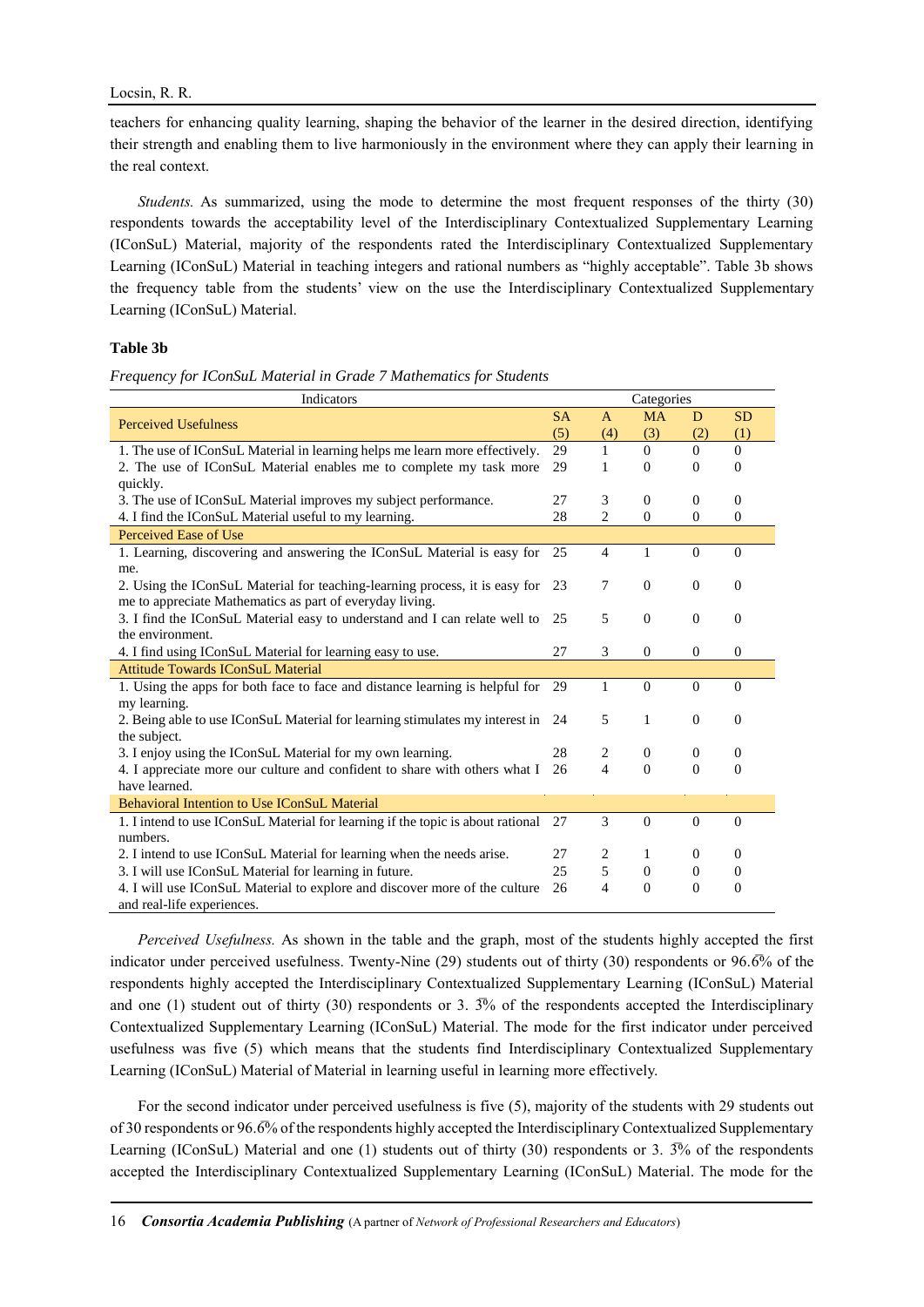teachers for enhancing quality learning, shaping the behavior of the learner in the desired direction, identifying their strength and enabling them to live harmoniously in the environment where they can apply their learning in the real context.

*Students.* As summarized, using the mode to determine the most frequent responses of the thirty (30) respondents towards the acceptability level of the Interdisciplinary Contextualized Supplementary Learning (IConSuL) Material, majority of the respondents rated the Interdisciplinary Contextualized Supplementary Learning (IConSuL) Material in teaching integers and rational numbers as "highly acceptable". Table 3b shows the frequency table from the students' view on the use the Interdisciplinary Contextualized Supplementary Learning (IConSuL) Material.

**Table 3b**

*Frequency for IConSuL Material in Grade 7 Mathematics for Students*

| Indicators | Categories | | | | |
|---|---|---|---|---|---|
| Perceived Usefulness | SA (5) | A (4) | MA (3) | D (2) | SD (1) |
| 1. The use of IConSuL Material in learning helps me learn more effectively. | 29 | 1 | 0 | 0 | 0 |
| 2. The use of IConSuL Material enables me to complete my task more quickly. | 29 | 1 | 0 | 0 | 0 |
| 3. The use of IConSuL Material improves my subject performance. | 27 | 3 | 0 | 0 | 0 |
| 4. I find the IConSuL Material useful to my learning. | 28 | 2 | 0 | 0 | 0 |
| Perceived Ease of Use | | | | | |
| 1. Learning, discovering and answering the IConSuL Material is easy for me. | 25 | 4 | 1 | 0 | 0 |
| 2. Using the IConSuL Material for teaching-learning process, it is easy for me to appreciate Mathematics as part of everyday living. | 23 | 7 | 0 | 0 | 0 |
| 3. I find the IConSuL Material easy to understand and I can relate well to the environment. | 25 | 5 | 0 | 0 | 0 |
| 4. I find using IConSuL Material for learning easy to use. | 27 | 3 | 0 | 0 | 0 |
| Attitude Towards IConSuL Material | | | | | |
| 1. Using the apps for both face to face and distance learning is helpful for my learning. | 29 | 1 | 0 | 0 | 0 |
| 2. Being able to use IConSuL Material for learning stimulates my interest in the subject. | 24 | 5 | 1 | 0 | 0 |
| 3. I enjoy using the IConSuL Material for my own learning. | 28 | 2 | 0 | 0 | 0 |
| 4. I appreciate more our culture and confident to share with others what I have learned. | 26 | 4 | 0 | 0 | 0 |
| Behavioral Intention to Use IConSuL Material | | | | | |
| 1. I intend to use IConSuL Material for learning if the topic is about rational numbers. | 27 | 3 | 0 | 0 | 0 |
| 2. I intend to use IConSuL Material for learning when the needs arise. | 27 | 2 | 1 | 0 | 0 |
| 3. I will use IConSuL Material for learning in future. | 25 | 5 | 0 | 0 | 0 |
| 4. I will use IConSuL Material to explore and discover more of the culture and real-life experiences. | 26 | 4 | 0 | 0 | 0 |

*Perceived Usefulness.* As shown in the table and the graph, most of the students highly accepted the first indicator under perceived usefulness. Twenty-Nine (29) students out of thirty (30) respondents or $96.\overline{6}\%$ of the respondents highly accepted the Interdisciplinary Contextualized Supplementary Learning (IConSuL) Material and one (1) student out of thirty (30) respondents or $3.\overline{3}\%$ of the respondents accepted the Interdisciplinary Contextualized Supplementary Learning (IConSuL) Material. The mode for the first indicator under perceived usefulness was five (5) which means that the students find Interdisciplinary Contextualized Supplementary Learning (IConSuL) Material of Material in learning useful in learning more effectively.

For the second indicator under perceived usefulness is five (5), majority of the students with 29 students out of 30 respondents or $96.\overline{6}\%$ of the respondents highly accepted the Interdisciplinary Contextualized Supplementary Learning (IConSuL) Material and one (1) students out of thirty (30) respondents or $3.\overline{3}\%$ of the respondents accepted the Interdisciplinary Contextualized Supplementary Learning (IConSuL) Material. The mode for the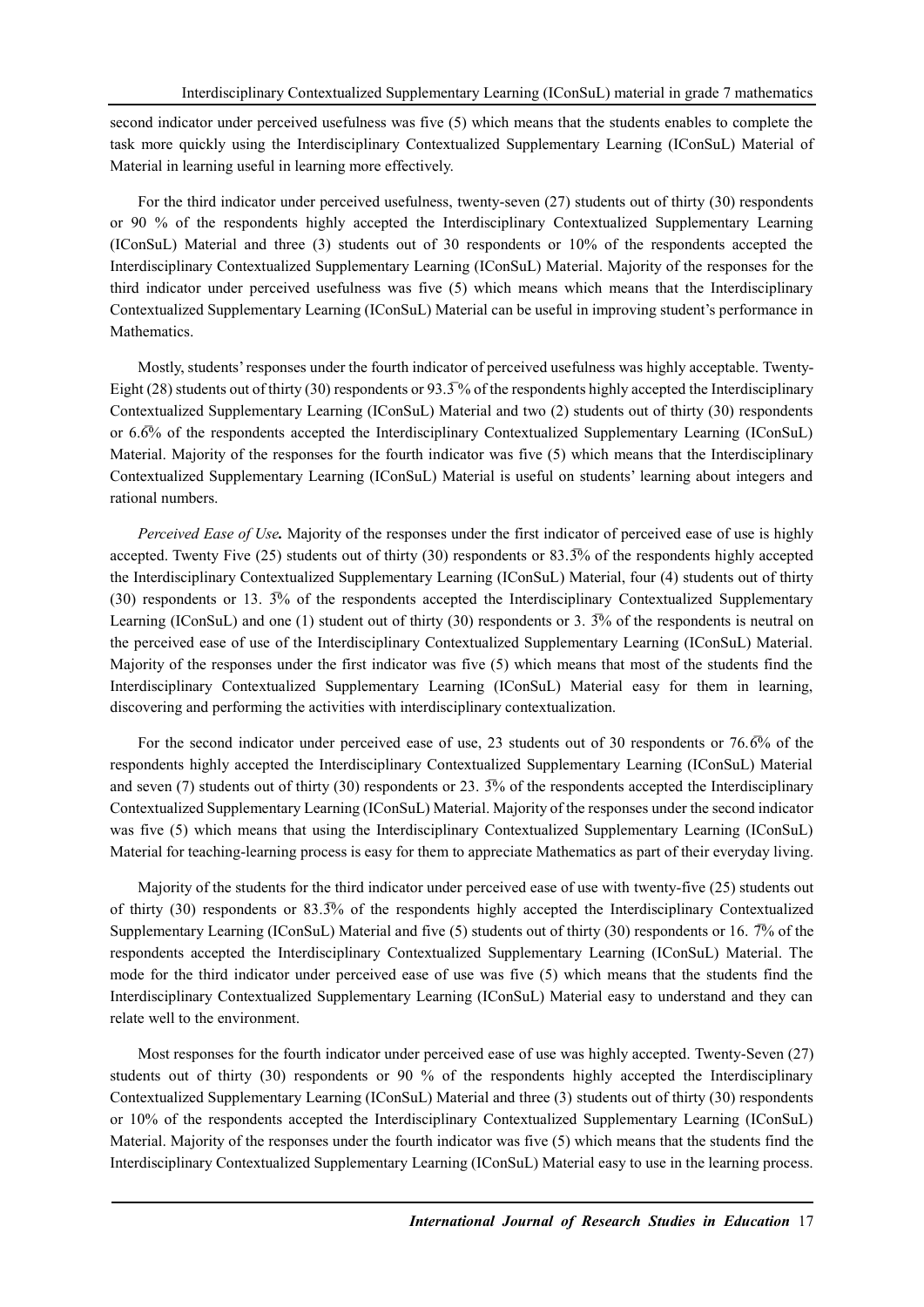second indicator under perceived usefulness was five (5) which means that the students enables to complete the task more quickly using the Interdisciplinary Contextualized Supplementary Learning (IConSuL) Material of Material in learning useful in learning more effectively.

For the third indicator under perceived usefulness, twenty-seven (27) students out of thirty (30) respondents or 90 % of the respondents highly accepted the Interdisciplinary Contextualized Supplementary Learning (IConSuL) Material and three (3) students out of 30 respondents or 10% of the respondents accepted the Interdisciplinary Contextualized Supplementary Learning (IConSuL) Material. Majority of the responses for the third indicator under perceived usefulness was five (5) which means which means that the Interdisciplinary Contextualized Supplementary Learning (IConSuL) Material can be useful in improving student's performance in Mathematics.

Mostly, students' responses under the fourth indicator of perceived usefulness was highly acceptable. Twenty-Eight (28) students out of thirty (30) respondents or $93.\overline{3}$% of the respondents highly accepted the Interdisciplinary Contextualized Supplementary Learning (IConSuL) Material and two (2) students out of thirty (30) respondents or $6.\overline{6}$% of the respondents accepted the Interdisciplinary Contextualized Supplementary Learning (IConSuL) Material. Majority of the responses for the fourth indicator was five (5) which means that the Interdisciplinary Contextualized Supplementary Learning (IConSuL) Material is useful on students' learning about integers and rational numbers.

*Perceived Ease of Use.* Majority of the responses under the first indicator of perceived ease of use is highly accepted. Twenty Five (25) students out of thirty (30) respondents or $83.\overline{3}$% of the respondents highly accepted the Interdisciplinary Contextualized Supplementary Learning (IConSuL) Material, four (4) students out of thirty (30) respondents or 13. $\overline{3}$% of the respondents accepted the Interdisciplinary Contextualized Supplementary Learning (IConSuL) and one (1) student out of thirty (30) respondents or 3. $\overline{3}$% of the respondents is neutral on the perceived ease of use of the Interdisciplinary Contextualized Supplementary Learning (IConSuL) Material. Majority of the responses under the first indicator was five (5) which means that most of the students find the Interdisciplinary Contextualized Supplementary Learning (IConSuL) Material easy for them in learning, discovering and performing the activities with interdisciplinary contextualization.

For the second indicator under perceived ease of use, 23 students out of 30 respondents or $76.\overline{6}$% of the respondents highly accepted the Interdisciplinary Contextualized Supplementary Learning (IConSuL) Material and seven (7) students out of thirty (30) respondents or 23. $\overline{3}$% of the respondents accepted the Interdisciplinary Contextualized Supplementary Learning (IConSuL) Material. Majority of the responses under the second indicator was five (5) which means that using the Interdisciplinary Contextualized Supplementary Learning (IConSuL) Material for teaching-learning process is easy for them to appreciate Mathematics as part of their everyday living.

Majority of the students for the third indicator under perceived ease of use with twenty-five (25) students out of thirty (30) respondents or $83.\overline{3}$% of the respondents highly accepted the Interdisciplinary Contextualized Supplementary Learning (IConSuL) Material and five (5) students out of thirty (30) respondents or 16. $\overline{7}$% of the respondents accepted the Interdisciplinary Contextualized Supplementary Learning (IConSuL) Material. The mode for the third indicator under perceived ease of use was five (5) which means that the students find the Interdisciplinary Contextualized Supplementary Learning (IConSuL) Material easy to understand and they can relate well to the environment.

Most responses for the fourth indicator under perceived ease of use was highly accepted. Twenty-Seven (27) students out of thirty (30) respondents or 90 % of the respondents highly accepted the Interdisciplinary Contextualized Supplementary Learning (IConSuL) Material and three (3) students out of thirty (30) respondents or 10% of the respondents accepted the Interdisciplinary Contextualized Supplementary Learning (IConSuL) Material. Majority of the responses under the fourth indicator was five (5) which means that the students find the Interdisciplinary Contextualized Supplementary Learning (IConSuL) Material easy to use in the learning process.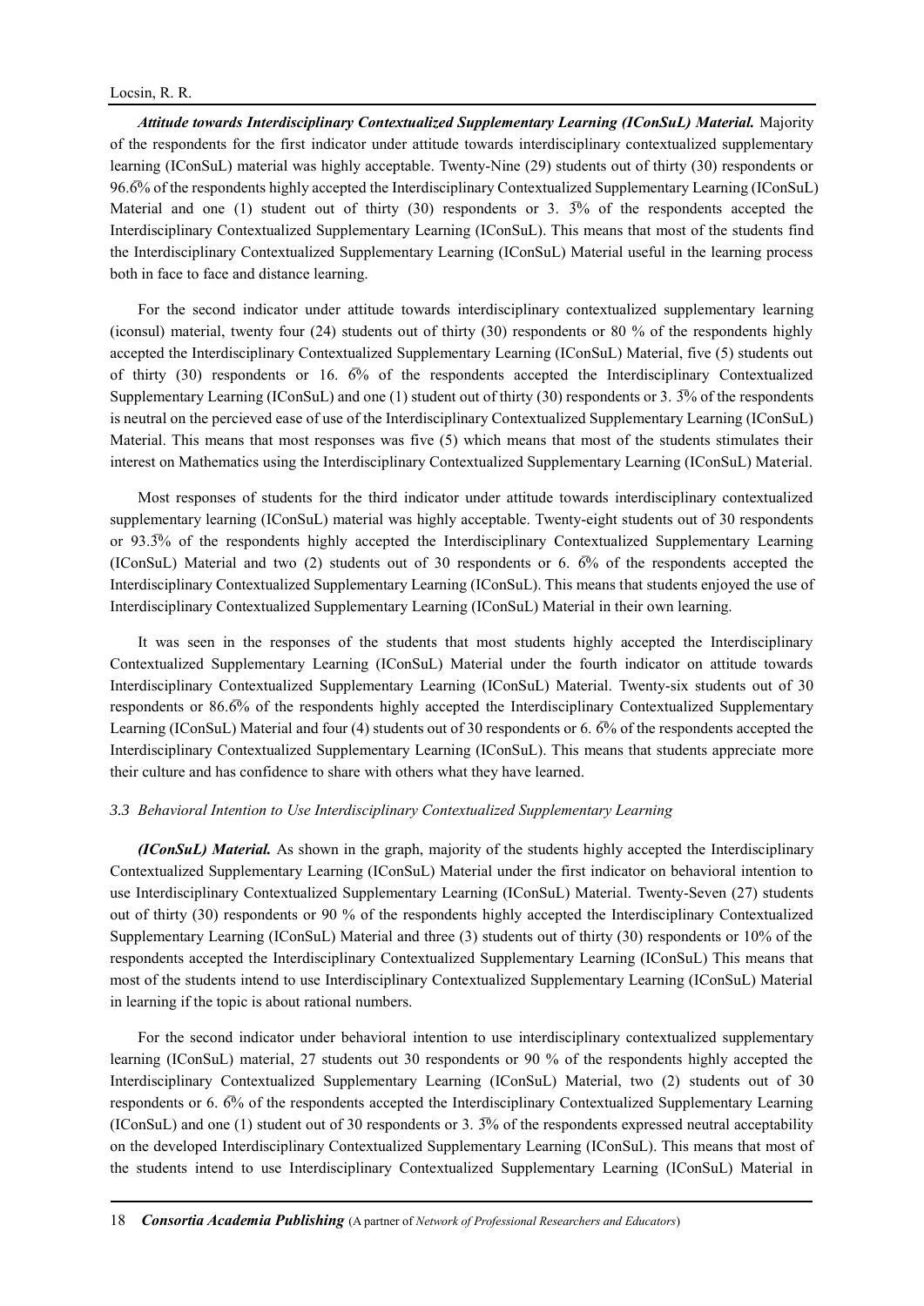***Attitude towards Interdisciplinary Contextualized Supplementary Learning (IConSuL) Material.*** Majority of the respondents for the first indicator under attitude towards interdisciplinary contextualized supplementary learning (IConSuL) material was highly acceptable. Twenty-Nine (29) students out of thirty (30) respondents or 96.$\overline{6}$% of the respondents highly accepted the Interdisciplinary Contextualized Supplementary Learning (IConSuL) Material and one (1) student out of thirty (30) respondents or 3. $\overline{3}$% of the respondents accepted the Interdisciplinary Contextualized Supplementary Learning (IConSuL). This means that most of the students find the Interdisciplinary Contextualized Supplementary Learning (IConSuL) Material useful in the learning process both in face to face and distance learning.

For the second indicator under attitude towards interdisciplinary contextualized supplementary learning (iconsul) material, twenty four (24) students out of thirty (30) respondents or 80 % of the respondents highly accepted the Interdisciplinary Contextualized Supplementary Learning (IConSuL) Material, five (5) students out of thirty (30) respondents or 16. $\overline{6}$% of the respondents accepted the Interdisciplinary Contextualized Supplementary Learning (IConSuL) and one (1) student out of thirty (30) respondents or 3. $\overline{3}$% of the respondents is neutral on the percieved ease of use of the Interdisciplinary Contextualized Supplementary Learning (IConSuL) Material. This means that most responses was five (5) which means that most of the students stimulates their interest on Mathematics using the Interdisciplinary Contextualized Supplementary Learning (IConSuL) Material.

Most responses of students for the third indicator under attitude towards interdisciplinary contextualized supplementary learning (IConSuL) material was highly acceptable. Twenty-eight students out of 30 respondents or 93.$\overline{3}$% of the respondents highly accepted the Interdisciplinary Contextualized Supplementary Learning (IConSuL) Material and two (2) students out of 30 respondents or 6. $\overline{6}$% of the respondents accepted the Interdisciplinary Contextualized Supplementary Learning (IConSuL). This means that students enjoyed the use of Interdisciplinary Contextualized Supplementary Learning (IConSuL) Material in their own learning.

It was seen in the responses of the students that most students highly accepted the Interdisciplinary Contextualized Supplementary Learning (IConSuL) Material under the fourth indicator on attitude towards Interdisciplinary Contextualized Supplementary Learning (IConSuL) Material. Twenty-six students out of 30 respondents or 86.$\overline{6}$% of the respondents highly accepted the Interdisciplinary Contextualized Supplementary Learning (IConSuL) Material and four (4) students out of 30 respondents or 6. $\overline{6}$% of the respondents accepted the Interdisciplinary Contextualized Supplementary Learning (IConSuL). This means that students appreciate more their culture and has confidence to share with others what they have learned.

### *3.3 Behavioral Intention to Use Interdisciplinary Contextualized Supplementary Learning*

***(IConSuL) Material.*** As shown in the graph, majority of the students highly accepted the Interdisciplinary Contextualized Supplementary Learning (IConSuL) Material under the first indicator on behavioral intention to use Interdisciplinary Contextualized Supplementary Learning (IConSuL) Material. Twenty-Seven (27) students out of thirty (30) respondents or 90 % of the respondents highly accepted the Interdisciplinary Contextualized Supplementary Learning (IConSuL) Material and three (3) students out of thirty (30) respondents or 10% of the respondents accepted the Interdisciplinary Contextualized Supplementary Learning (IConSuL) This means that most of the students intend to use Interdisciplinary Contextualized Supplementary Learning (IConSuL) Material in learning if the topic is about rational numbers.

For the second indicator under behavioral intention to use interdisciplinary contextualized supplementary learning (IConSuL) material, 27 students out 30 respondents or 90 % of the respondents highly accepted the Interdisciplinary Contextualized Supplementary Learning (IConSuL) Material, two (2) students out of 30 respondents or 6. $\overline{6}$% of the respondents accepted the Interdisciplinary Contextualized Supplementary Learning (IConSuL) and one (1) student out of 30 respondents or 3. $\overline{3}$% of the respondents expressed neutral acceptability on the developed Interdisciplinary Contextualized Supplementary Learning (IConSuL). This means that most of the students intend to use Interdisciplinary Contextualized Supplementary Learning (IConSuL) Material in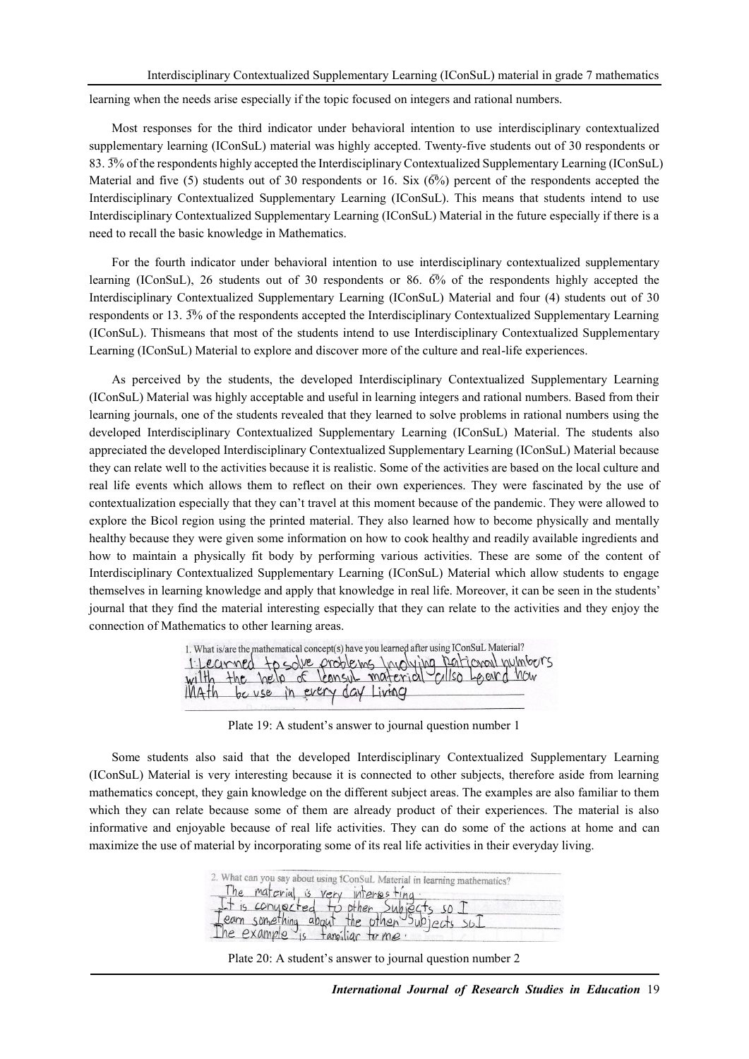learning when the needs arise especially if the topic focused on integers and rational numbers.

Most responses for the third indicator under behavioral intention to use interdisciplinary contextualized supplementary learning (IConSuL) material was highly accepted. Twenty-five students out of 30 respondents or 83. $\overline{3}$% of the respondents highly accepted the Interdisciplinary Contextualized Supplementary Learning (IConSuL) Material and five (5) students out of 30 respondents or 16. Six ($\overline{6}$%) percent of the respondents accepted the Interdisciplinary Contextualized Supplementary Learning (IConSuL). This means that students intend to use Interdisciplinary Contextualized Supplementary Learning (IConSuL) Material in the future especially if there is a need to recall the basic knowledge in Mathematics.

For the fourth indicator under behavioral intention to use interdisciplinary contextualized supplementary learning (IConSuL), 26 students out of 30 respondents or 86. $\overline{6}$% of the respondents highly accepted the Interdisciplinary Contextualized Supplementary Learning (IConSuL) Material and four (4) students out of 30 respondents or 13. $\overline{3}$% of the respondents accepted the Interdisciplinary Contextualized Supplementary Learning (IConSuL). Thismeans that most of the students intend to use Interdisciplinary Contextualized Supplementary Learning (IConSuL) Material to explore and discover more of the culture and real-life experiences.

As perceived by the students, the developed Interdisciplinary Contextualized Supplementary Learning (IConSuL) Material was highly acceptable and useful in learning integers and rational numbers. Based from their learning journals, one of the students revealed that they learned to solve problems in rational numbers using the developed Interdisciplinary Contextualized Supplementary Learning (IConSuL) Material. The students also appreciated the developed Interdisciplinary Contextualized Supplementary Learning (IConSuL) Material because they can relate well to the activities because it is realistic. Some of the activities are based on the local culture and real life events which allows them to reflect on their own experiences. They were fascinated by the use of contextualization especially that they can't travel at this moment because of the pandemic. They were allowed to explore the Bicol region using the printed material. They also learned how to become physically and mentally healthy because they were given some information on how to cook healthy and readily available ingredients and how to maintain a physically fit body by performing various activities. These are some of the content of Interdisciplinary Contextualized Supplementary Learning (IConSuL) Material which allow students to engage themselves in learning knowledge and apply that knowledge in real life. Moreover, it can be seen in the students' journal that they find the material interesting especially that they can relate to the activities and they enjoy the connection of Mathematics to other learning areas.

1. What is/are the mathematical concept(s) have you learned after using IConSuL Material?
I Learned to solve problems involving Rational numbers with the help of Iconsul material also Learn how Math be use in every day Living

Plate 19: A student's answer to journal question number 1

Some students also said that the developed Interdisciplinary Contextualized Supplementary Learning (IConSuL) Material is very interesting because it is connected to other subjects, therefore aside from learning mathematics concept, they gain knowledge on the different subject areas. The examples are also familiar to them which they can relate because some of them are already product of their experiences. The material is also informative and enjoyable because of real life activities. They can do some of the actions at home and can maximize the use of material by incorporating some of its real life activities in their everyday living.

2. What can you say about using IConSuL Material in learning mathematics?
The material is very interesting. It is connected to other Subjects so I learn something about the other Subjects so I The example is familiar to me.

Plate 20: A student's answer to journal question number 2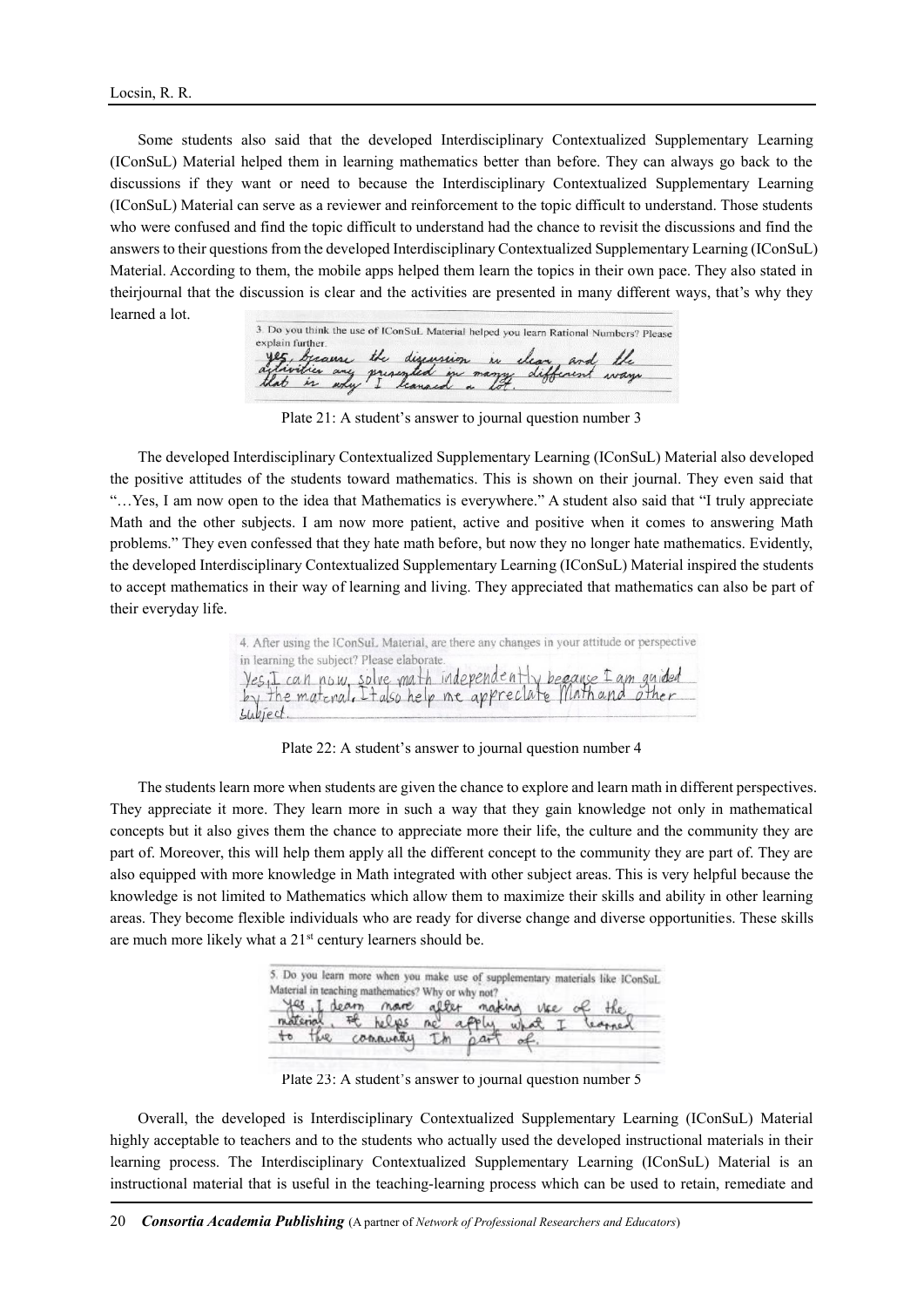Some students also said that the developed Interdisciplinary Contextualized Supplementary Learning (IConSuL) Material helped them in learning mathematics better than before. They can always go back to the discussions if they want or need to because the Interdisciplinary Contextualized Supplementary Learning (IConSuL) Material can serve as a reviewer and reinforcement to the topic difficult to understand. Those students who were confused and find the topic difficult to understand had the chance to revisit the discussions and find the answers to their questions from the developed Interdisciplinary Contextualized Supplementary Learning (IConSuL) Material. According to them, the mobile apps helped them learn the topics in their own pace. They also stated in theirjournal that the discussion is clear and the activities are presented in many different ways, that's why they learned a lot.

3. Do you think the use of IConSuL Material helped you learn Rational Numbers? Please explain further.
yes, because the discussion is clear and the activities are presented in many different ways that is why I learned a lot.

Plate 21: A student's answer to journal question number 3

The developed Interdisciplinary Contextualized Supplementary Learning (IConSuL) Material also developed the positive attitudes of the students toward mathematics. This is shown on their journal. They even said that "…Yes, I am now open to the idea that Mathematics is everywhere." A student also said that "I truly appreciate Math and the other subjects. I am now more patient, active and positive when it comes to answering Math problems." They even confessed that they hate math before, but now they no longer hate mathematics. Evidently, the developed Interdisciplinary Contextualized Supplementary Learning (IConSuL) Material inspired the students to accept mathematics in their way of learning and living. They appreciated that mathematics can also be part of their everyday life.

4. After using the IConSuL Material, are there any changes in your attitude or perspective in learning the subject? Please elaborate.
Yes, I can now, solve math independently because I am guided by the material. It also help me appreciate Math and other subject.

Plate 22: A student's answer to journal question number 4

The students learn more when students are given the chance to explore and learn math in different perspectives. They appreciate it more. They learn more in such a way that they gain knowledge not only in mathematical concepts but it also gives them the chance to appreciate more their life, the culture and the community they are part of. Moreover, this will help them apply all the different concept to the community they are part of. They are also equipped with more knowledge in Math integrated with other subject areas. This is very helpful because the knowledge is not limited to Mathematics which allow them to maximize their skills and ability in other learning areas. They become flexible individuals who are ready for diverse change and diverse opportunities. These skills are much more likely what a 21st century learners should be.

5. Do you learn more when you make use of supplementary materials like IConSuL Material in teaching mathematics? Why or why not?
Yes, I learn more after making use of the material. It helps me apply what I learned to the comunity I'm part of.

Plate 23: A student's answer to journal question number 5

Overall, the developed is Interdisciplinary Contextualized Supplementary Learning (IConSuL) Material highly acceptable to teachers and to the students who actually used the developed instructional materials in their learning process. The Interdisciplinary Contextualized Supplementary Learning (IConSuL) Material is an instructional material that is useful in the teaching-learning process which can be used to retain, remediate and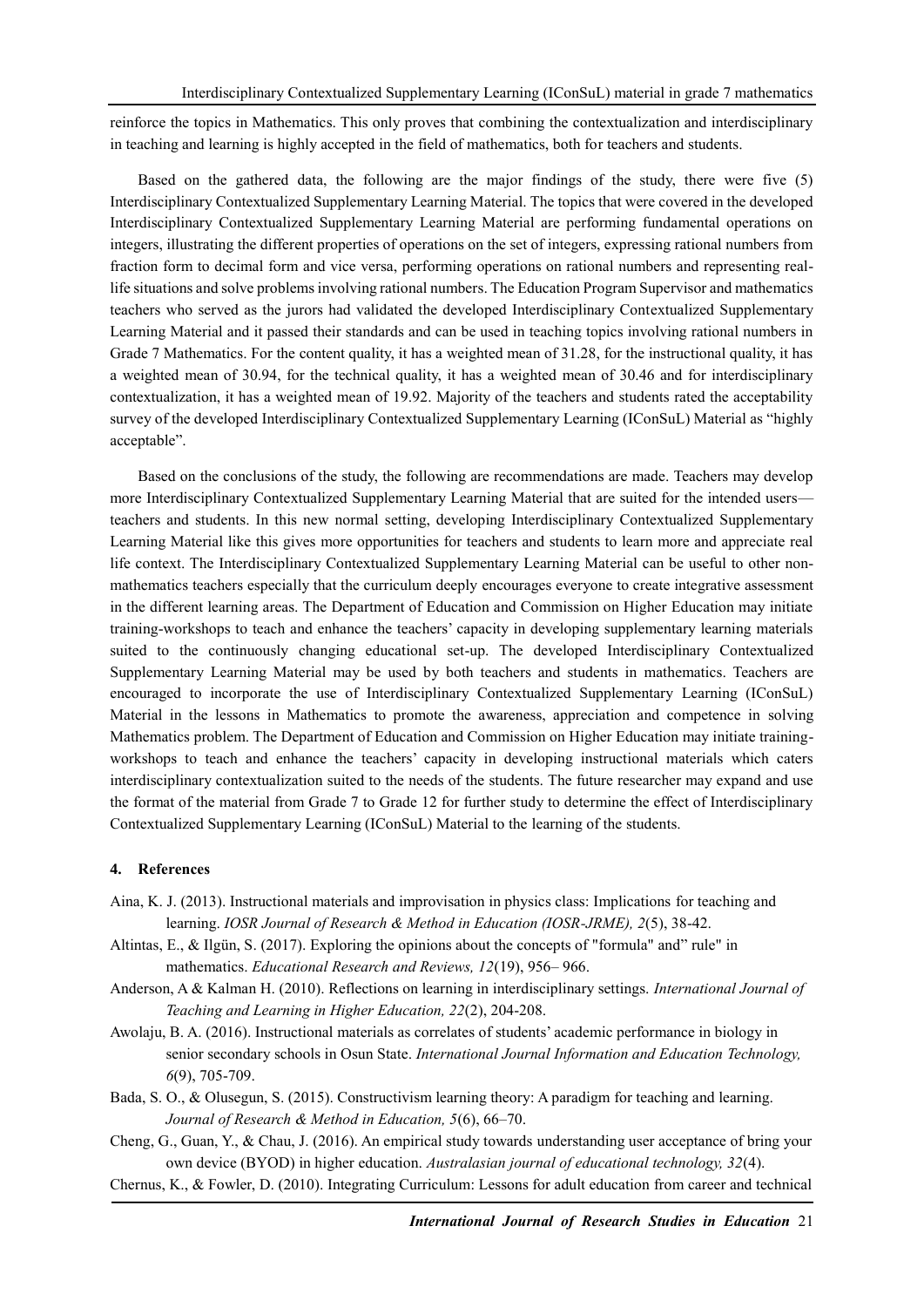reinforce the topics in Mathematics. This only proves that combining the contextualization and interdisciplinary in teaching and learning is highly accepted in the field of mathematics, both for teachers and students.

Based on the gathered data, the following are the major findings of the study, there were five (5) Interdisciplinary Contextualized Supplementary Learning Material. The topics that were covered in the developed Interdisciplinary Contextualized Supplementary Learning Material are performing fundamental operations on integers, illustrating the different properties of operations on the set of integers, expressing rational numbers from fraction form to decimal form and vice versa, performing operations on rational numbers and representing real-life situations and solve problems involving rational numbers. The Education Program Supervisor and mathematics teachers who served as the jurors had validated the developed Interdisciplinary Contextualized Supplementary Learning Material and it passed their standards and can be used in teaching topics involving rational numbers in Grade 7 Mathematics. For the content quality, it has a weighted mean of 31.28, for the instructional quality, it has a weighted mean of 30.94, for the technical quality, it has a weighted mean of 30.46 and for interdisciplinary contextualization, it has a weighted mean of 19.92. Majority of the teachers and students rated the acceptability survey of the developed Interdisciplinary Contextualized Supplementary Learning (IConSuL) Material as "highly acceptable".

Based on the conclusions of the study, the following are recommendations are made. Teachers may develop more Interdisciplinary Contextualized Supplementary Learning Material that are suited for the intended users—teachers and students. In this new normal setting, developing Interdisciplinary Contextualized Supplementary Learning Material like this gives more opportunities for teachers and students to learn more and appreciate real life context. The Interdisciplinary Contextualized Supplementary Learning Material can be useful to other non-mathematics teachers especially that the curriculum deeply encourages everyone to create integrative assessment in the different learning areas. The Department of Education and Commission on Higher Education may initiate training-workshops to teach and enhance the teachers' capacity in developing supplementary learning materials suited to the continuously changing educational set-up. The developed Interdisciplinary Contextualized Supplementary Learning Material may be used by both teachers and students in mathematics. Teachers are encouraged to incorporate the use of Interdisciplinary Contextualized Supplementary Learning (IConSuL) Material in the lessons in Mathematics to promote the awareness, appreciation and competence in solving Mathematics problem. The Department of Education and Commission on Higher Education may initiate training-workshops to teach and enhance the teachers' capacity in developing instructional materials which caters interdisciplinary contextualization suited to the needs of the students. The future researcher may expand and use the format of the material from Grade 7 to Grade 12 for further study to determine the effect of Interdisciplinary Contextualized Supplementary Learning (IConSuL) Material to the learning of the students.

## 4. References

Aina, K. J. (2013). Instructional materials and improvisation in physics class: Implications for teaching and learning. *IOSR Journal of Research & Method in Education (IOSR-JRME), 2*(5), 38-42.

Altintas, E., & Ilgün, S. (2017). Exploring the opinions about the concepts of "formula" and" rule" in mathematics. *Educational Research and Reviews, 12*(19), 956– 966.

Anderson, A & Kalman H. (2010). Reflections on learning in interdisciplinary settings. *International Journal of Teaching and Learning in Higher Education, 22*(2), 204-208.

Awolaju, B. A. (2016). Instructional materials as correlates of students' academic performance in biology in senior secondary schools in Osun State. *International Journal Information and Education Technology, 6*(9), 705-709.

Bada, S. O., & Olusegun, S. (2015). Constructivism learning theory: A paradigm for teaching and learning. *Journal of Research & Method in Education, 5*(6), 66–70.

Cheng, G., Guan, Y., & Chau, J. (2016). An empirical study towards understanding user acceptance of bring your own device (BYOD) in higher education. *Australasian journal of educational technology, 32*(4).

Chernus, K., & Fowler, D. (2010). Integrating Curriculum: Lessons for adult education from career and technical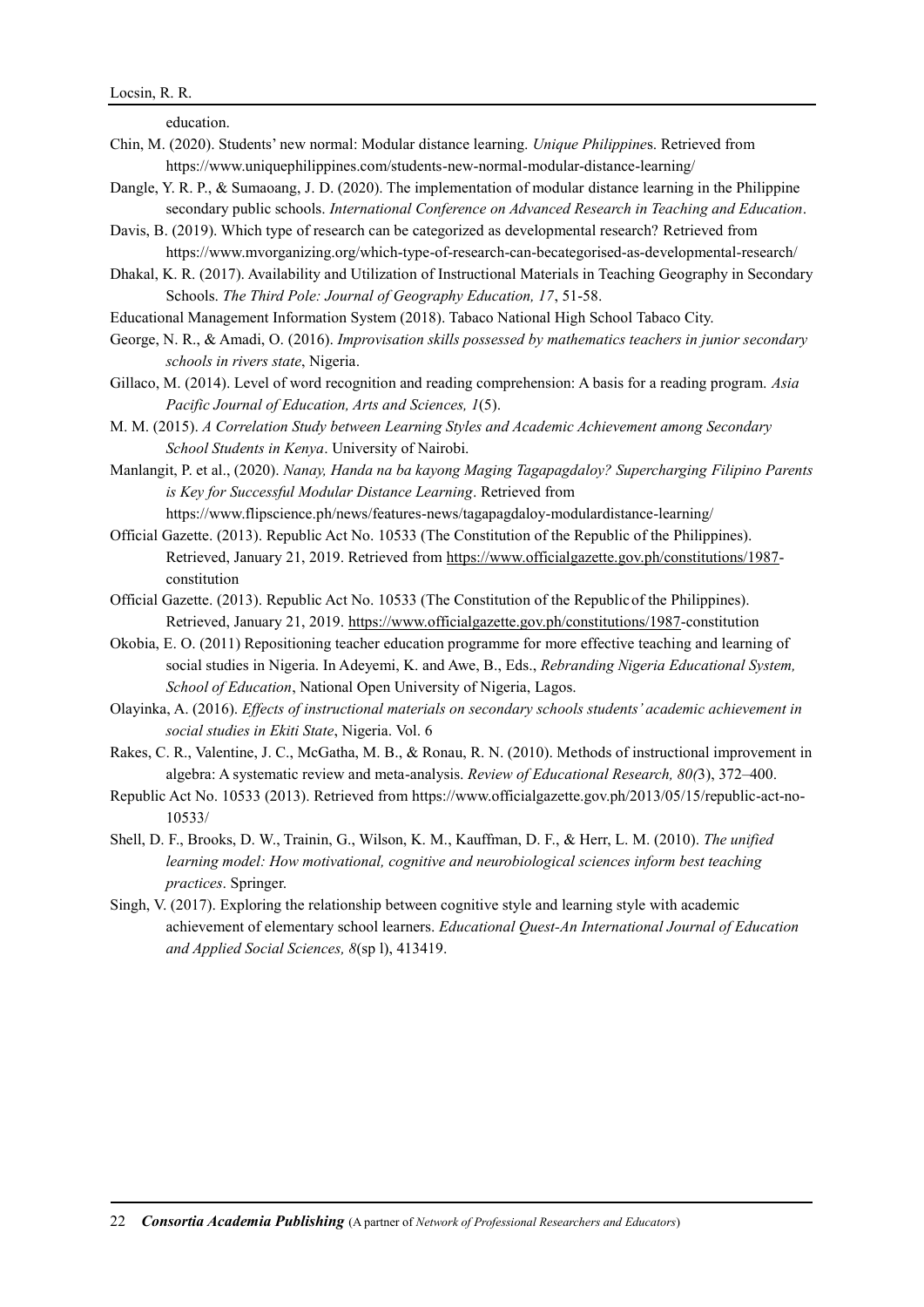education.

Chin, M. (2020). Students' new normal: Modular distance learning. *Unique Philippine*s. Retrieved from https://www.uniquephilippines.com/students-new-normal-modular-distance-learning/

Dangle, Y. R. P., & Sumaoang, J. D. (2020). The implementation of modular distance learning in the Philippine secondary public schools. *International Conference on Advanced Research in Teaching and Education*.

Davis, B. (2019). Which type of research can be categorized as developmental research? Retrieved from https://www.mvorganizing.org/which-type-of-research-can-becategorised-as-developmental-research/

Dhakal, K. R. (2017). Availability and Utilization of Instructional Materials in Teaching Geography in Secondary Schools. *The Third Pole: Journal of Geography Education, 17*, 51-58.

Educational Management Information System (2018). Tabaco National High School Tabaco City.

George, N. R., & Amadi, O. (2016). *Improvisation skills possessed by mathematics teachers in junior secondary schools in rivers state*, Nigeria.

Gillaco, M. (2014). Level of word recognition and reading comprehension: A basis for a reading program. *Asia Pacific Journal of Education, Arts and Sciences, 1*(5).

M. M. (2015). *A Correlation Study between Learning Styles and Academic Achievement among Secondary School Students in Kenya*. University of Nairobi.

Manlangit, P. et al., (2020). *Nanay, Handa na ba kayong Maging Tagapagdaloy? Supercharging Filipino Parents is Key for Successful Modular Distance Learning*. Retrieved from https://www.flipscience.ph/news/features-news/tagapagdaloy-modulardistance-learning/

Official Gazette. (2013). Republic Act No. 10533 (The Constitution of the Republic of the Philippines). Retrieved, January 21, 2019. Retrieved from https://www.officialgazette.gov.ph/constitutions/1987-constitution

Official Gazette. (2013). Republic Act No. 10533 (The Constitution of the Republic of the Philippines). Retrieved, January 21, 2019. https://www.officialgazette.gov.ph/constitutions/1987-constitution

Okobia, E. O. (2011) Repositioning teacher education programme for more effective teaching and learning of social studies in Nigeria. In Adeyemi, K. and Awe, B., Eds., *Rebranding Nigeria Educational System, School of Education*, National Open University of Nigeria, Lagos.

Olayinka, A. (2016). *Effects of instructional materials on secondary schools students' academic achievement in social studies in Ekiti State*, Nigeria. Vol. 6

Rakes, C. R., Valentine, J. C., McGatha, M. B., & Ronau, R. N. (2010). Methods of instructional improvement in algebra: A systematic review and meta-analysis. *Review of Educational Research, 80(*3), 372–400.

Republic Act No. 10533 (2013). Retrieved from https://www.officialgazette.gov.ph/2013/05/15/republic-act-no-10533/

Shell, D. F., Brooks, D. W., Trainin, G., Wilson, K. M., Kauffman, D. F., & Herr, L. M. (2010). *The unified learning model: How motivational, cognitive and neurobiological sciences inform best teaching practices*. Springer.

Singh, V. (2017). Exploring the relationship between cognitive style and learning style with academic achievement of elementary school learners. *Educational Quest-An International Journal of Education and Applied Social Sciences, 8*(sp l), 413419.